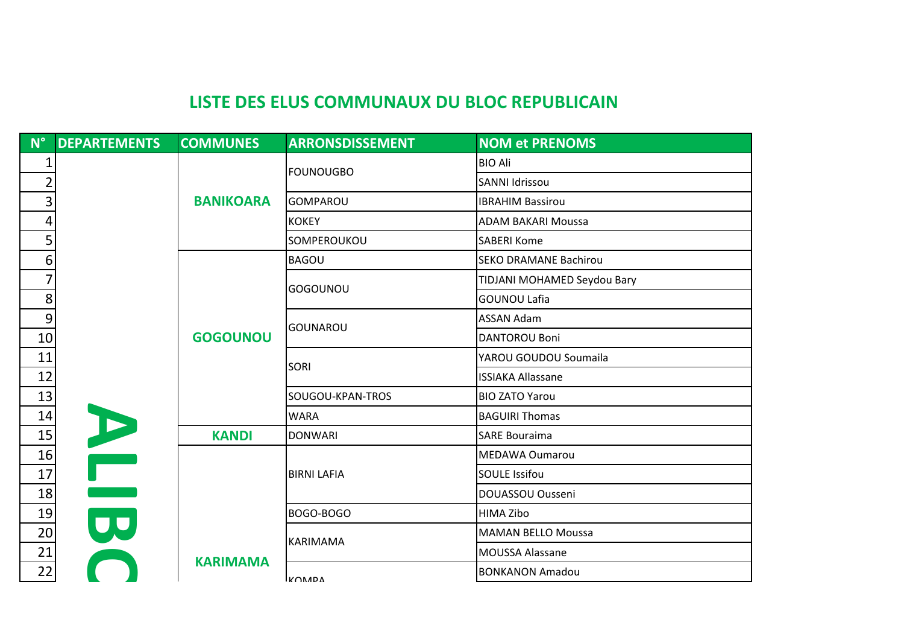## LISTE DES ELUS COMMUNAUX DU BLOC REPUBLICAIN

| N° | DEPARTEMENTS | COMMUNES | ARRONSDISSEMENT | NOM et PRENOMS |
|---|---|---|---|---|
| 1 | ALIBO | BANIKOARA | FOUNOUGBO | BIO Ali |
| 2 | | | | SANNI Idrissou |
| 3 | | | GOMPAROU | IBRAHIM Bassirou |
| 4 | | | KOKEY | ADAM BAKARI Moussa |
| 5 | | | SOMPEROUKOU | SABERI Kome |
| 6 | | GOGOUNOU | BAGOU | SEKO DRAMANE Bachirou |
| 7 | | | GOGOUNOU | TIDJANI MOHAMED Seydou Bary |
| 8 | | | | GOUNOU Lafia |
| 9 | | | GOUNAROU | ASSAN Adam |
| 10 | | | | DANTOROU Boni |
| 11 | | | SORI | YAROU GOUDOU Soumaila |
| 12 | | | | ISSIAKA Allassane |
| 13 | | | SOUGOU-KPAN-TROS | BIO ZATO Yarou |
| 14 | | | WARA | BAGUIRI Thomas |
| 15 | | KANDI | DONWARI | SARE Bouraima |
| 16 | | KARIMAMA | BIRNI LAFIA | MEDAWA Oumarou |
| 17 | | | | SOULE Issifou |
| 18 | | | | DOUASSOU Ousseni |
| 19 | | | BOGO-BOGO | HIMA Zibo |
| 20 | | | KARIMAMA | MAMAN BELLO Moussa |
| 21 | | | | MOUSSA Alassane |
| 22 | | | KOMPA | BONKANON Amadou |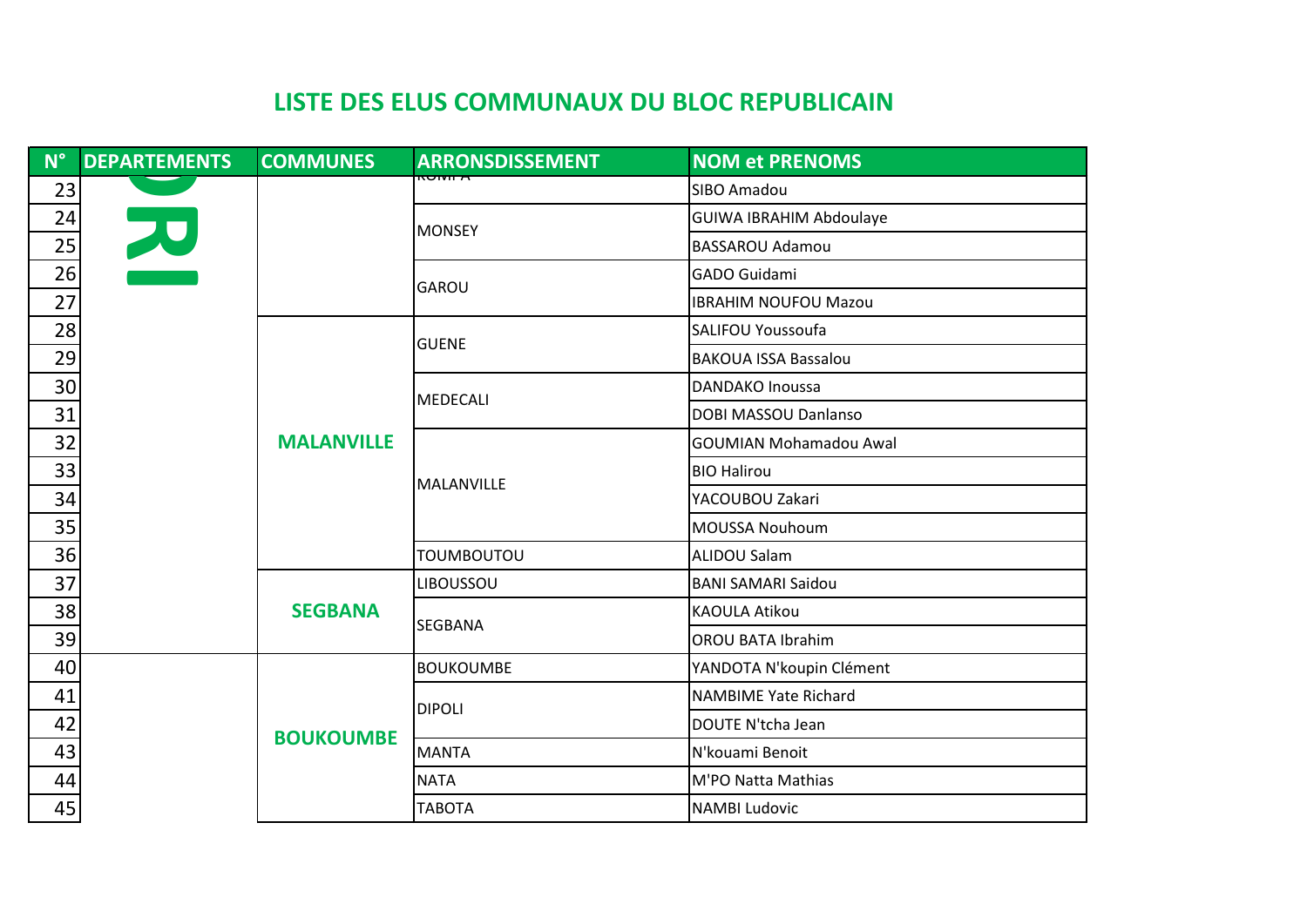## LISTE DES ELUS COMMUNAUX DU BLOC REPUBLICAIN

| N° | DEPARTEMENTS | COMMUNES | ARRONSDISSEMENT | NOM et PRENOMS |
|---|---|---|---|---|
| 23 | ORI | | KOMPA | SIBO Amadou |
| 24 | | | MONSEY | GUIWA IBRAHIM Abdoulaye |
| 25 | | | | BASSAROU Adamou |
| 26 | | | GAROU | GADO Guidami |
| 27 | | | | IBRAHIM NOUFOU Mazou |
| 28 | | MALANVILLE | GUENE | SALIFOU Youssoufa |
| 29 | | | | BAKOUA ISSA Bassalou |
| 30 | | | MEDECALI | DANDAKO Inoussa |
| 31 | | | | DOBI MASSOU Danlanso |
| 32 | | | MALANVILLE | GOUMIAN Mohamadou Awal |
| 33 | | | | BIO Halirou |
| 34 | | | | YACOUBOU Zakari |
| 35 | | | | MOUSSA Nouhoum |
| 36 | | | TOUMBOUTOU | ALIDOU Salam |
| 37 | | SEGBANA | LIBOUSSOU | BANI SAMARI Saidou |
| 38 | | | SEGBANA | KAOULA Atikou |
| 39 | | | | OROU BATA Ibrahim |
| 40 | | BOUKOUMBE | BOUKOUMBE | YANDOTA N'koupin Clément |
| 41 | | | DIPOLI | NAMBIME Yate Richard |
| 42 | | | | DOUTE N'tcha Jean |
| 43 | | | MANTA | N'kouami Benoit |
| 44 | | | NATA | M'PO Natta Mathias |
| 45 | | | TABOTA | NAMBI Ludovic |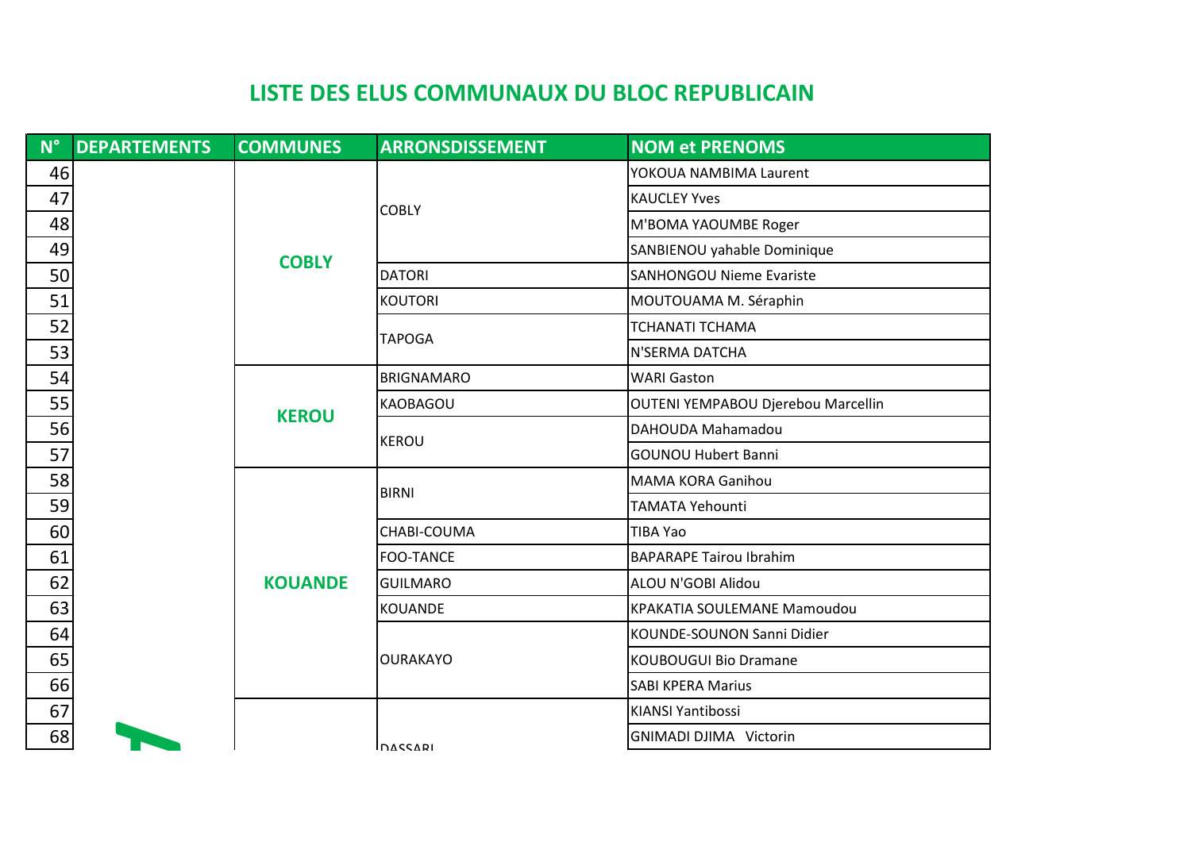# LISTE DES ELUS COMMUNAUX DU BLOC REPUBLICAIN

| N° | DEPARTEMENTS | COMMUNES | ARRONSDISSEMENT | NOM et PRENOMS |
|---|---|---|---|---|
| 46 | | COBLY | COBLY | YOKOUA NAMBIMA Laurent |
| 47 | | | | KAUCLEY Yves |
| 48 | | | | M'BOMA YAOUMBE Roger |
| 49 | | | | SANBIENOU yahable Dominique |
| 50 | | | DATORI | SANHONGOU Nieme Evariste |
| 51 | | | KOUTORI | MOUTOUAMA M. Séraphin |
| 52 | | | TAPOGA | TCHANATI TCHAMA |
| 53 | | | | N'SERMA DATCHA |
| 54 | | KEROU | BRIGNAMARO | WARI Gaston |
| 55 | | | KAOBAGOU | OUTENI YEMPABOU Djerebou Marcellin |
| 56 | | | KEROU | DAHOUDA Mahamadou |
| 57 | | | | GOUNOU Hubert Banni |
| 58 | | KOUANDE | BIRNI | MAMA KORA Ganihou |
| 59 | | | | TAMATA Yehounti |
| 60 | | | CHABI-COUMA | TIBA Yao |
| 61 | | | FOO-TANCE | BAPARAPE Tairou Ibrahim |
| 62 | | | GUILMARO | ALOU N'GOBI Alidou |
| 63 | | | KOUANDE | KPAKATIA SOULEMANE Mamoudou |
| 64 | | | OURAKAYO | KOUNDE-SOUNON Sanni Didier |
| 65 | | | | KOUBOUGUI Bio Dramane |
| 66 | | | | SABI KPERA Marius |
| 67 | | | DASSARI | KIANSI Yantibossi |
| 68 | | | | GNIMADI DJIMA Victorin |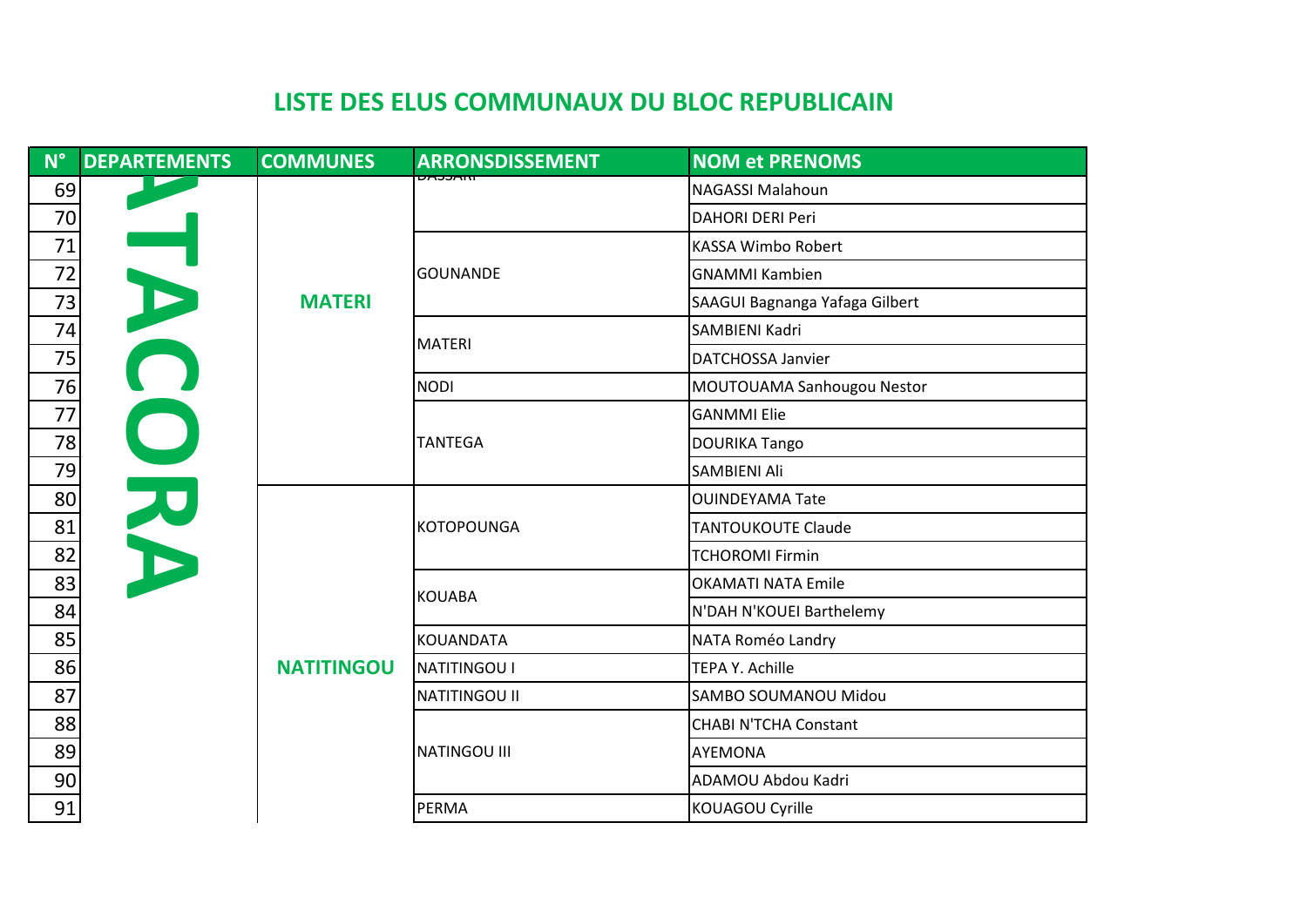## LISTE DES ELUS COMMUNAUX DU BLOC REPUBLICAIN

| N° | DEPARTEMENTS | COMMUNES | ARRONSDISSEMENT | NOM et PRENOMS |
|---|---|---|---|---|
| 69 | ATACORA | MATERI | DASSARI | NAGASSI Malahoun |
| 70 | | | | DAHORI DERI Peri |
| 71 | | | GOUNANDE | KASSA Wimbo Robert |
| 72 | | | | GNAMMI Kambien |
| 73 | | | | SAAGUI Bagnanga Yafaga Gilbert |
| 74 | | | MATERI | SAMBIENI Kadri |
| 75 | | | | DATCHOSSA Janvier |
| 76 | | | NODI | MOUTOUAMA Sanhougou Nestor |
| 77 | | | TANTEGA | GANMMI Elie |
| 78 | | | | DOURIKA Tango |
| 79 | | | | SAMBIENI Ali |
| 80 | | NATITINGOU | KOTOPOUNGA | OUINDEYAMA Tate |
| 81 | | | | TANTOUKOUTE Claude |
| 82 | | | | TCHOROMI Firmin |
| 83 | | | KOUABA | OKAMATI NATA Emile |
| 84 | | | | N'DAH N'KOUEI Barthelemy |
| 85 | | | KOUANDATA | NATA Roméo Landry |
| 86 | | | NATITINGOU I | TEPA Y. Achille |
| 87 | | | NATITINGOU II | SAMBO SOUMANOU Midou |
| 88 | | | NATINGOU III | CHABI N'TCHA Constant |
| 89 | | | | AYEMONA |
| 90 | | | | ADAMOU Abdou Kadri |
| 91 | | | PERMA | KOUAGOU Cyrille |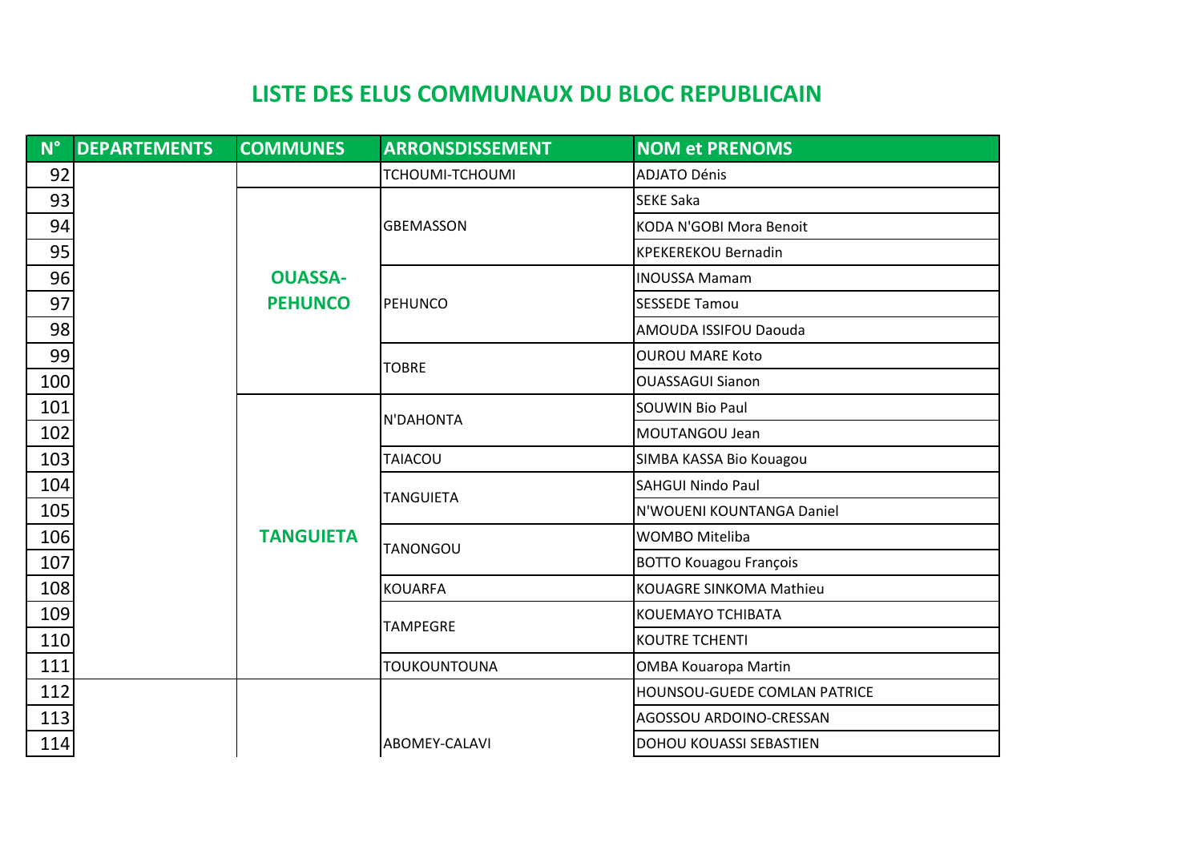## LISTE DES ELUS COMMUNAUX DU BLOC REPUBLICAIN

| N° | DEPARTEMENTS | COMMUNES | ARRONSDISSEMENT | NOM et PRENOMS |
|---|---|---|---|---|
| 92 | | | TCHOUMI-TCHOUMI | ADJATO Dénis |
| 93 | | OUASSA-PEHUNCO | GBEMASSON | SEKE Saka |
| 94 | | | | KODA N'GOBI Mora Benoit |
| 95 | | | | KPEKEREKOU Bernadin |
| 96 | | | PEHUNCO | INOUSSA Mamam |
| 97 | | | | SESSEDE Tamou |
| 98 | | | | AMOUDA ISSIFOU Daouda |
| 99 | | | TOBRE | OUROU MARE Koto |
| 100 | | | | OUASSAGUI Sianon |
| 101 | | TANGUIETA | N'DAHONTA | SOUWIN Bio Paul |
| 102 | | | | MOUTANGOU Jean |
| 103 | | | TAIACOU | SIMBA KASSA Bio Kouagou |
| 104 | | | TANGUIETA | SAHGUI Nindo Paul |
| 105 | | | | N'WOUENI KOUNTANGA Daniel |
| 106 | | | TANONGOU | WOMBO Miteliba |
| 107 | | | | BOTTO Kouagou François |
| 108 | | | KOUARFA | KOUAGRE SINKOMA Mathieu |
| 109 | | | TAMPEGRE | KOUEMAYO TCHIBATA |
| 110 | | | | KOUTRE TCHENTI |
| 111 | | | TOUKOUNTOUNA | OMBA Kouaropa Martin |
| 112 | | | ABOMEY-CALAVI | HOUNSOU-GUEDE COMLAN PATRICE |
| 113 | | | | AGOSSOU ARDOINO-CRESSAN |
| 114 | | | | DOHOU KOUASSI SEBASTIEN |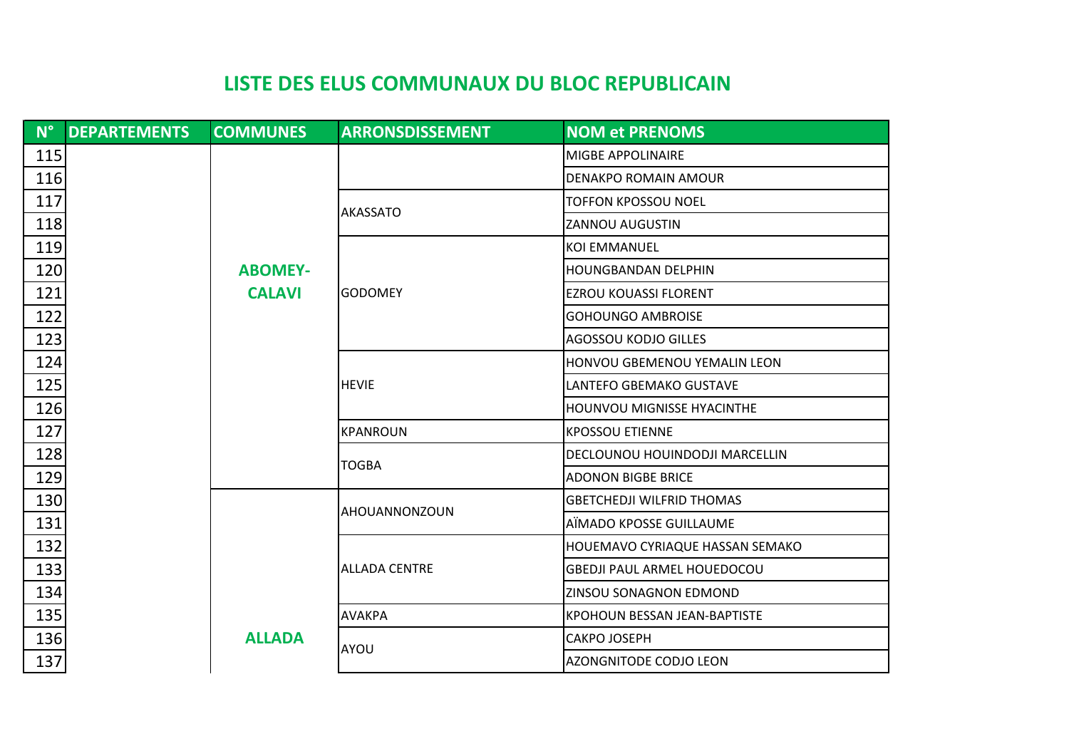## LISTE DES ELUS COMMUNAUX DU BLOC REPUBLICAIN

| N° | DEPARTEMENTS | COMMUNES | ARRONSDISSEMENT | NOM et PRENOMS |
|---|---|---|---|---|
| 115 | | ABOMEY-CALAVI | | MIGBE APPOLINAIRE |
| 116 | | | | DENAKPO ROMAIN AMOUR |
| 117 | | | AKASSATO | TOFFON KPOSSOU NOEL |
| 118 | | | | ZANNOU AUGUSTIN |
| 119 | | | GODOMEY | KOI EMMANUEL |
| 120 | | | | HOUNGBANDAN DELPHIN |
| 121 | | | | EZROU KOUASSI FLORENT |
| 122 | | | | GOHOUNGO AMBROISE |
| 123 | | | | AGOSSOU KODJO GILLES |
| 124 | | | HEVIE | HONVOU GBEMENOU YEMALIN LEON |
| 125 | | | | LANTEFO GBEMAKO GUSTAVE |
| 126 | | | | HOUNVOU MIGNISSE HYACINTHE |
| 127 | | | KPANROUN | KPOSSOU ETIENNE |
| 128 | | | TOGBA | DECLOUNOU HOUINDODJI MARCELLIN |
| 129 | | | | ADONON BIGBE BRICE |
| 130 | | ALLADA | AHOUANNONZOUN | GBETCHEDJI WILFRID THOMAS |
| 131 | | | | AÏMADO KPOSSE GUILLAUME |
| 132 | | | ALLADA CENTRE | HOUEMAVO CYRIAQUE HASSAN SEMAKO |
| 133 | | | | GBEDJI PAUL ARMEL HOUEDOCOU |
| 134 | | | | ZINSOU SONAGNON EDMOND |
| 135 | | | AVAKPA | KPOHOUN BESSAN JEAN-BAPTISTE |
| 136 | | | AYOU | CAKPO JOSEPH |
| 137 | | | | AZONGNITODE CODJO LEON |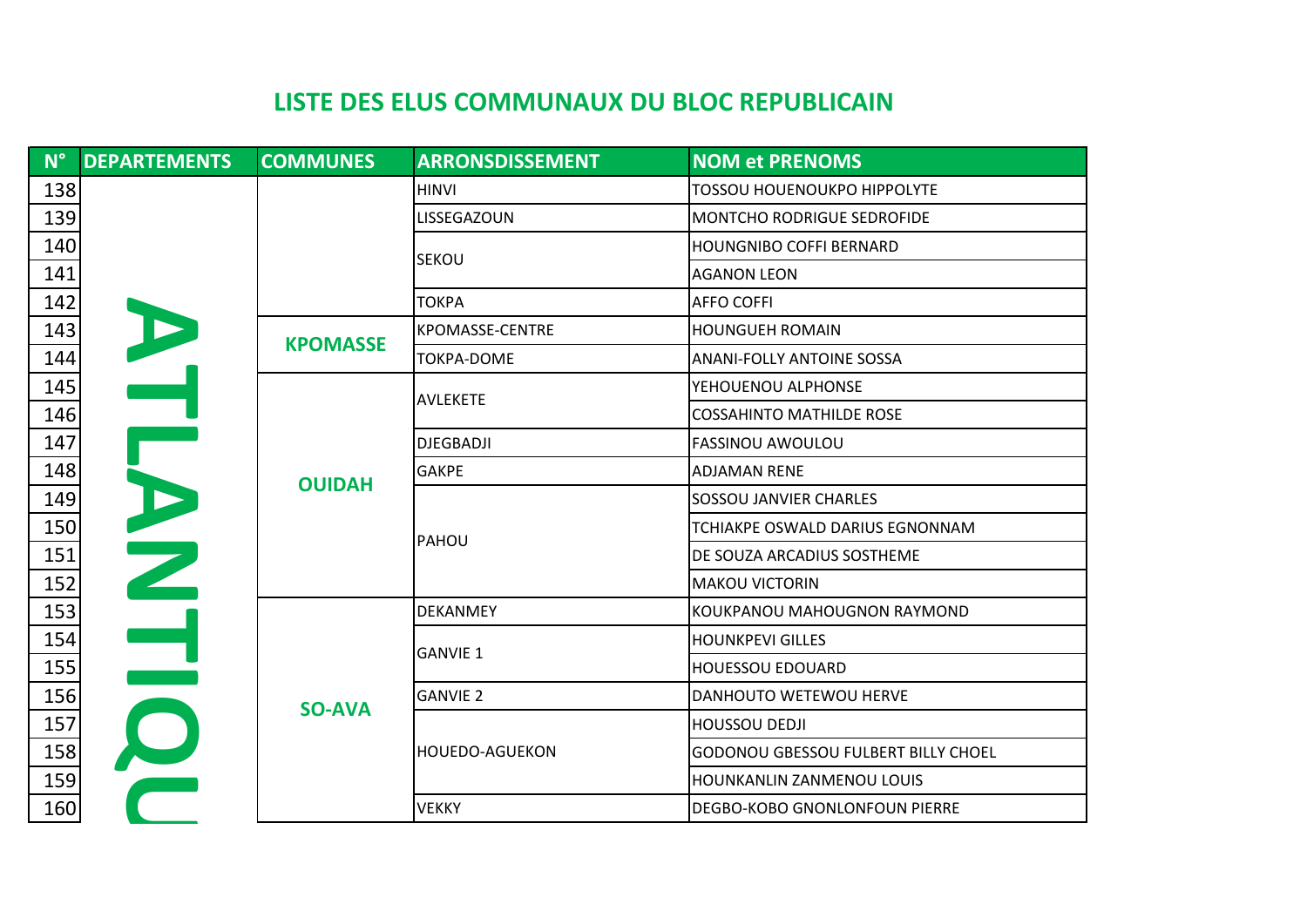# LISTE DES ELUS COMMUNAUX DU BLOC REPUBLICAIN

| N° | DEPARTEMENTS | COMMUNES | ARRONSDISSEMENT | NOM et PRENOMS |
|---|---|---|---|---|
| 138 | ATLANTIQUE | | HINVI | TOSSOU HOUENOUKPO HIPPOLYTE |
| 139 | | | LISSEGAZOUN | MONTCHO RODRIGUE SEDROFIDE |
| 140 | | | SEKOU | HOUNGNIBO COFFI BERNARD |
| 141 | | | | AGANON LEON |
| 142 | | | TOKPA | AFFO COFFI |
| 143 | | KPOMASSE | KPOMASSE-CENTRE | HOUNGUEH ROMAIN |
| 144 | | | TOKPA-DOME | ANANI-FOLLY ANTOINE SOSSA |
| 145 | | OUIDAH | AVLEKETE | YEHOUENOU ALPHONSE |
| 146 | | | | COSSAHINTO MATHILDE ROSE |
| 147 | | | DJEGBADJI | FASSINOU AWOULOU |
| 148 | | | GAKPE | ADJAMAN RENE |
| 149 | | | PAHOU | SOSSOU JANVIER CHARLES |
| 150 | | | | TCHIAKPE OSWALD DARIUS EGNONNAM |
| 151 | | | | DE SOUZA ARCADIUS SOSTHEME |
| 152 | | | | MAKOU VICTORIN |
| 153 | | SO-AVA | DEKANMEY | KOUKPANOU MAHOUGNON RAYMOND |
| 154 | | | GANVIE 1 | HOUNKPEVI GILLES |
| 155 | | | | HOUESSOU EDOUARD |
| 156 | | | GANVIE 2 | DANHOUTO WETEWOU HERVE |
| 157 | | | HOUEDO-AGUEKON | HOUSSOU DEDJI |
| 158 | | | | GODONOU GBESSOU FULBERT BILLY CHOEL |
| 159 | | | | HOUNKANLIN ZANMENOU LOUIS |
| 160 | | | VEKKY | DEGBO-KOBO GNONLONFOUN PIERRE |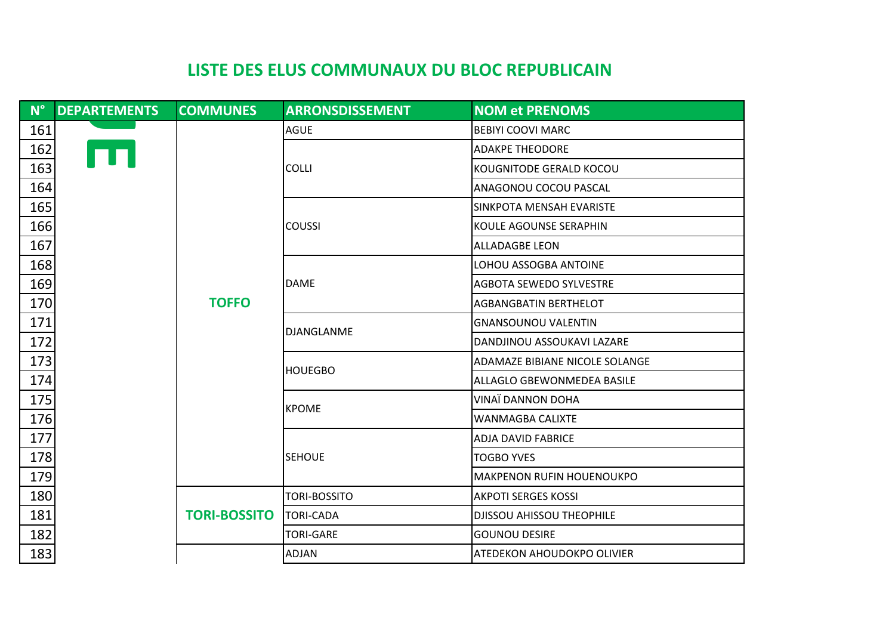## LISTE DES ELUS COMMUNAUX DU BLOC REPUBLICAIN

| N° | DEPARTEMENTS | COMMUNES | ARRONSDISSEMENT | NOM et PRENOMS |
|---|---|---|---|---|
| 161 | | TOFFO | AGUE | BEBIYI COOVI MARC |
| 162 | | | COLLI | ADAKPE THEODORE |
| 163 | | | | KOUGNITODE GERALD KOCOU |
| 164 | | | | ANAGONOU COCOU PASCAL |
| 165 | | | COUSSI | SINKPOTA MENSAH EVARISTE |
| 166 | | | | KOULE AGOUNSE SERAPHIN |
| 167 | | | | ALLADAGBE LEON |
| 168 | | | DAME | LOHOU ASSOGBA ANTOINE |
| 169 | | | | AGBOTA SEWEDO SYLVESTRE |
| 170 | | | | AGBANGBATIN BERTHELOT |
| 171 | | | DJANGLANME | GNANSOUNOU VALENTIN |
| 172 | | | | DANDJINOU ASSOUKAVI LAZARE |
| 173 | | | HOUEGBO | ADAMAZE BIBIANE NICOLE SOLANGE |
| 174 | | | | ALLAGLO GBEWONMEDEA BASILE |
| 175 | | | KPOME | VINAÏ DANNON DOHA |
| 176 | | | | WANMAGBA CALIXTE |
| 177 | | | SEHOUE | ADJA DAVID FABRICE |
| 178 | | | | TOGBO YVES |
| 179 | | | | MAKPENON RUFIN HOUENOUKPO |
| 180 | | TORI-BOSSITO | TORI-BOSSITO | AKPOTI SERGES KOSSI |
| 181 | | | TORI-CADA | DJISSOU AHISSOU THEOPHILE |
| 182 | | | TORI-GARE | GOUNOU DESIRE |
| 183 | | | ADJAN | ATEDEKON AHOUDOKPO OLIVIER |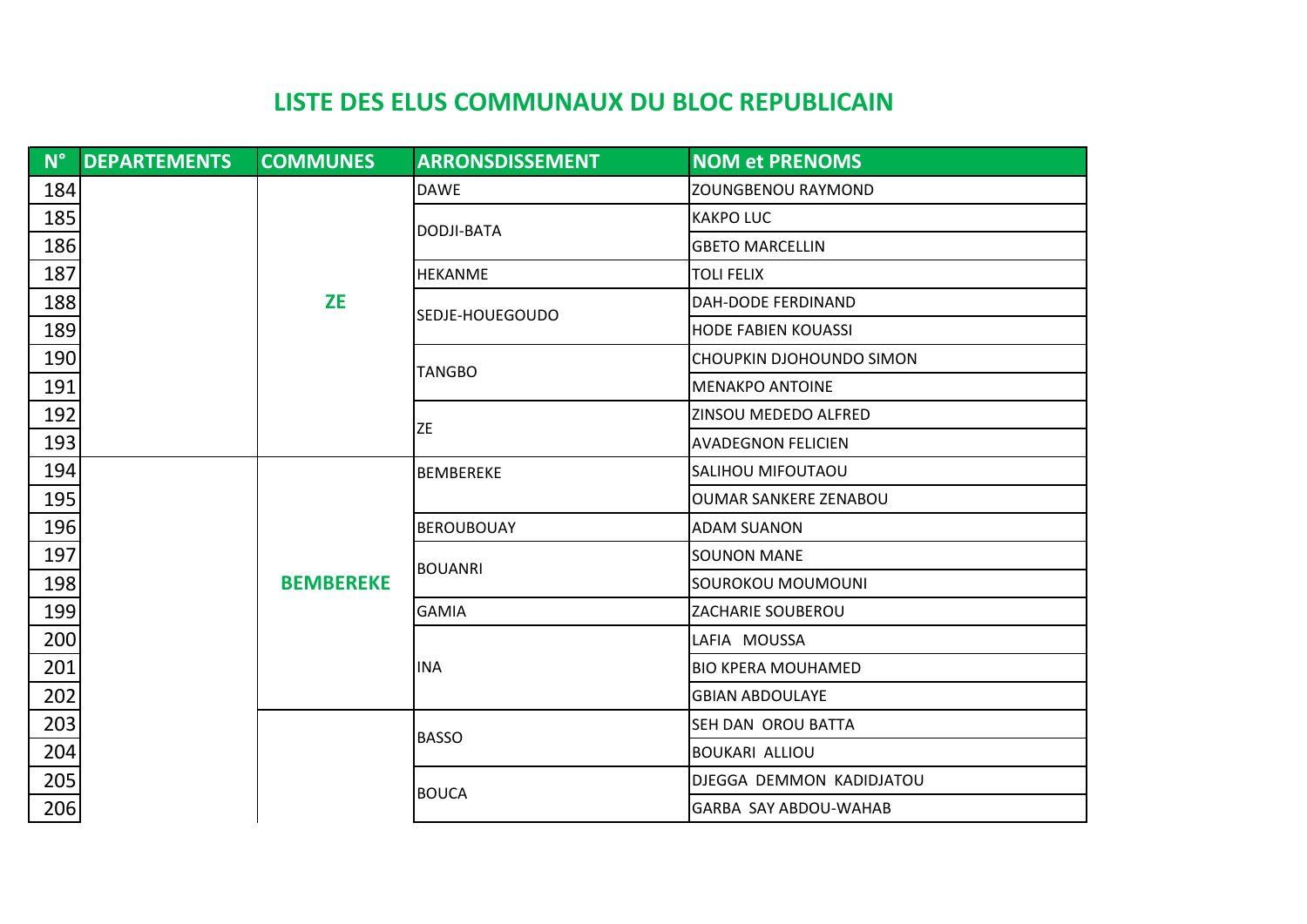## LISTE DES ELUS COMMUNAUX DU BLOC REPUBLICAIN

| N° | DEPARTEMENTS | COMMUNES | ARRONSDISSEMENT | NOM et PRENOMS |
|---|---|---|---|---|
| 184 | | ZE | DAWE | ZOUNGBENOU RAYMOND |
| 185 | | | DODJI-BATA | KAKPO LUC |
| 186 | | | | GBETO MARCELLIN |
| 187 | | | HEKANME | TOLI FELIX |
| 188 | | | SEDJE-HOUEGOUDO | DAH-DODE FERDINAND |
| 189 | | | | HODE FABIEN KOUASSI |
| 190 | | | TANGBO | CHOUPKIN DJOHOUNDO SIMON |
| 191 | | | | MENAKPO ANTOINE |
| 192 | | | ZE | ZINSOU MEDEDO ALFRED |
| 193 | | | | AVADEGNON FELICIEN |
| 194 | | BEMBEREKE | BEMBEREKE | SALIHOU MIFOUTAOU |
| 195 | | | | OUMAR SANKERE ZENABOU |
| 196 | | | BEROUBOUAY | ADAM SUANON |
| 197 | | | BOUANRI | SOUNON MANE |
| 198 | | | | SOUROKOU MOUMOUNI |
| 199 | | | GAMIA | ZACHARIE SOUBEROU |
| 200 | | | INA | LAFIA MOUSSA |
| 201 | | | | BIO KPERA MOUHAMED |
| 202 | | | | GBIAN ABDOULAYE |
| 203 | | | BASSO | SEH DAN OROU BATTA |
| 204 | | | | BOUKARI ALLIOU |
| 205 | | | BOUCA | DJEGGA DEMMON KADIDJATOU |
| 206 | | | | GARBA SAY ABDOU-WAHAB |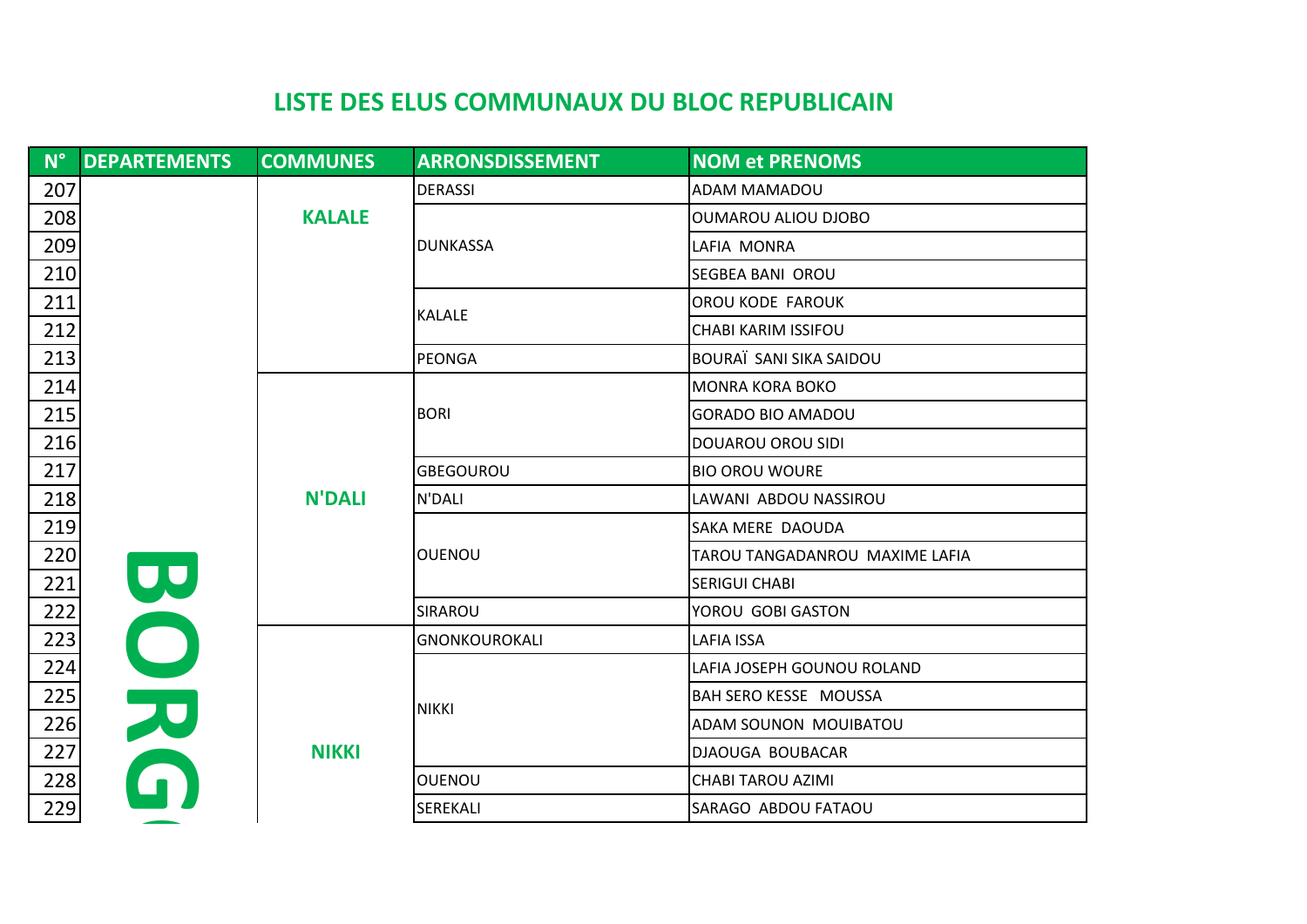## LISTE DES ELUS COMMUNAUX DU BLOC REPUBLICAIN

| N° | DEPARTEMENTS | COMMUNES | ARRONSDISSEMENT | NOM et PRENOMS |
|---|---|---|---|---|
| 207 | BORG | KALALE | DERASSI | ADAM MAMADOU |
| 208 | | | DUNKASSA | OUMAROU ALIOU DJOBO |
| 209 | | | | LAFIA MONRA |
| 210 | | | | SEGBEA BANI OROU |
| 211 | | | KALALE | OROU KODE FAROUK |
| 212 | | | | CHABI KARIM ISSIFOU |
| 213 | | | PEONGA | BOURAÏ SANI SIKA SAIDOU |
| 214 | | N'DALI | BORI | MONRA KORA BOKO |
| 215 | | | | GORADO BIO AMADOU |
| 216 | | | | DOUAROU OROU SIDI |
| 217 | | | GBEGOUROU | BIO OROU WOURE |
| 218 | | | N'DALI | LAWANI ABDOU NASSIROU |
| 219 | | | OUENOU | SAKA MERE DAOUDA |
| 220 | | | | TAROU TANGADANROU MAXIME LAFIA |
| 221 | | | | SERIGUI CHABI |
| 222 | | | SIRAROU | YOROU GOBI GASTON |
| 223 | | NIKKI | GNONKOUROKALI | LAFIA ISSA |
| 224 | | | NIKKI | LAFIA JOSEPH GOUNOU ROLAND |
| 225 | | | | BAH SERO KESSE MOUSSA |
| 226 | | | | ADAM SOUNON MOUIBATOU |
| 227 | | | | DJAOUGA BOUBACAR |
| 228 | | | OUENOU | CHABI TAROU AZIMI |
| 229 | | | SEREKALI | SARAGO ABDOU FATAOU |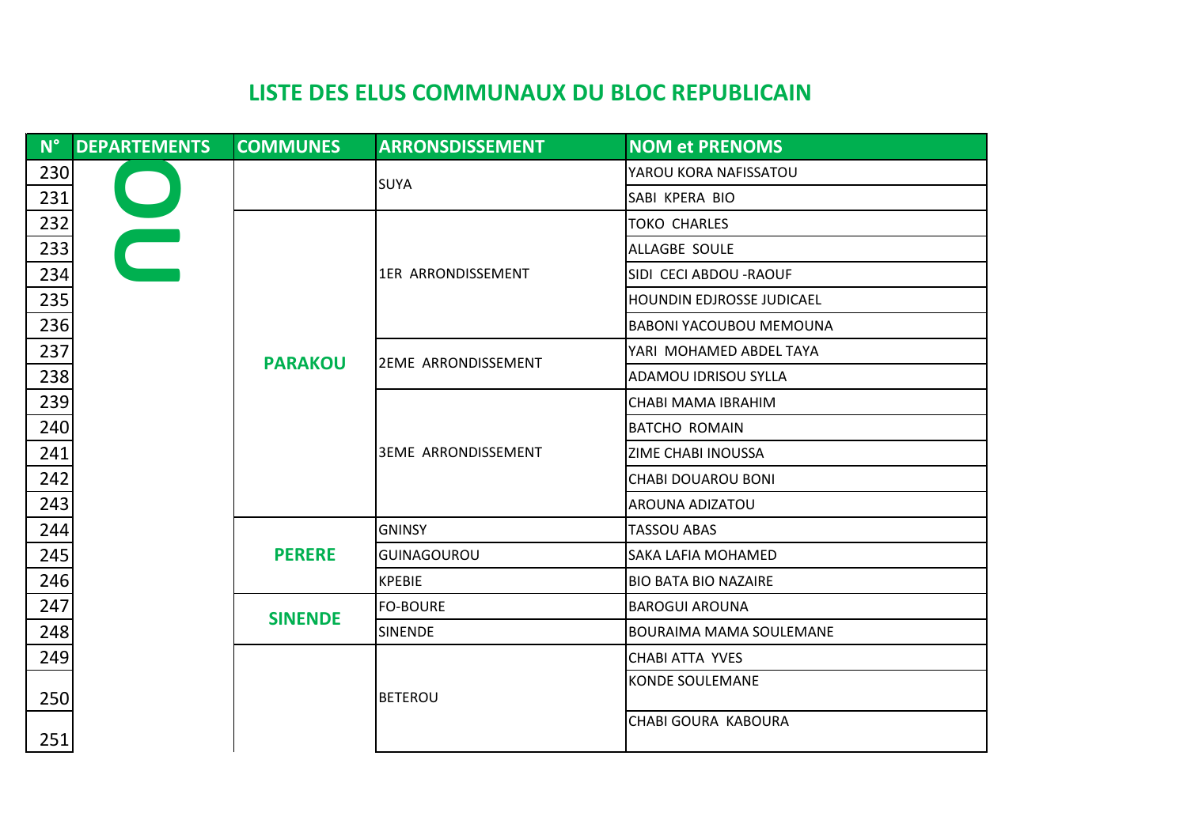# LISTE DES ELUS COMMUNAUX DU BLOC REPUBLICAIN

| N° | DEPARTEMENTS | COMMUNES | ARRONSDISSEMENT | NOM et PRENOMS |
|---|---|---|---|---|
| 230 | OU | | SUYA | YAROU KORA NAFISSATOU |
| 231 | | | | SABI KPERA BIO |
| 232 | | PARAKOU | 1ER ARRONDISSEMENT | TOKO CHARLES |
| 233 | | | | ALLAGBE SOULE |
| 234 | | | | SIDI CECI ABDOU -RAOUF |
| 235 | | | | HOUNDIN EDJROSSE JUDICAEL |
| 236 | | | | BABONI YACOUBOU MEMOUNA |
| 237 | | | 2EME ARRONDISSEMENT | YARI MOHAMED ABDEL TAYA |
| 238 | | | | ADAMOU IDRISOU SYLLA |
| 239 | | | 3EME ARRONDISSEMENT | CHABI MAMA IBRAHIM |
| 240 | | | | BATCHO ROMAIN |
| 241 | | | | ZIME CHABI INOUSSA |
| 242 | | | | CHABI DOUAROU BONI |
| 243 | | | | AROUNA ADIZATOU |
| 244 | | PERERE | GNINSY | TASSOU ABAS |
| 245 | | | GUINAGOUROU | SAKA LAFIA MOHAMED |
| 246 | | | KPEBIE | BIO BATA BIO NAZAIRE |
| 247 | | SINENDE | FO-BOURE | BAROGUI AROUNA |
| 248 | | | SINENDE | BOURAIMA MAMA SOULEMANE |
| 249 | | | BETEROU | CHABI ATTA YVES |
| 250 | | | | KONDE SOULEMANE |
| 251 | | | | CHABI GOURA KABOURA |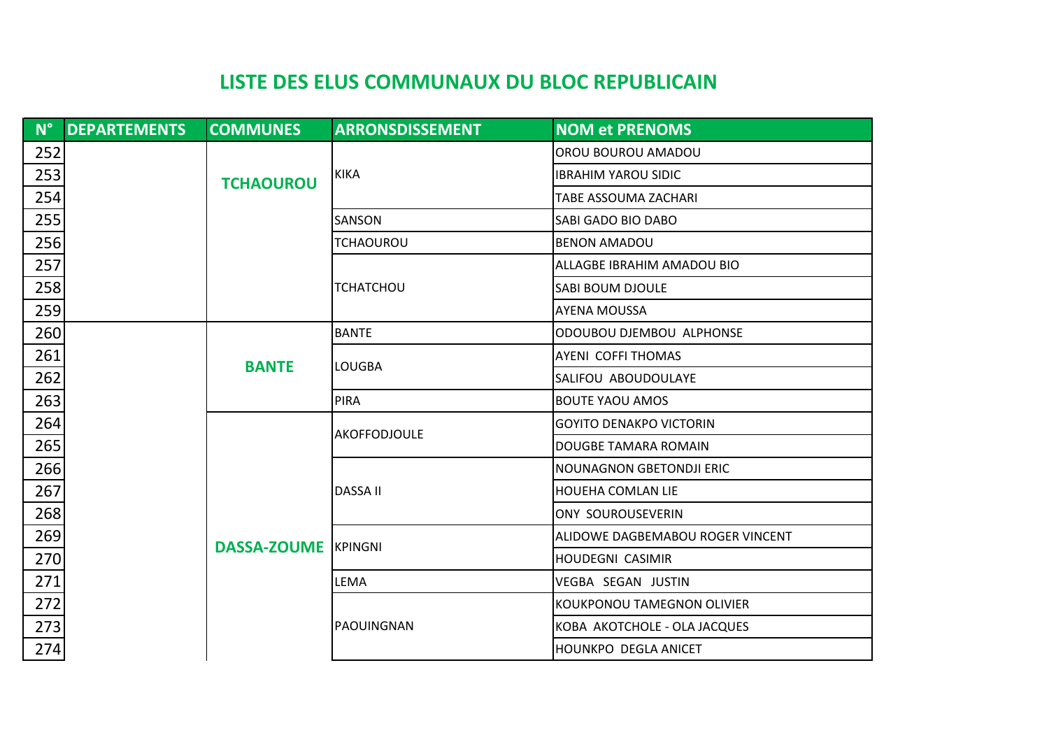# LISTE DES ELUS COMMUNAUX DU BLOC REPUBLICAIN

| N° | DEPARTEMENTS | COMMUNES | ARRONSDISSEMENT | NOM et PRENOMS |
|---|---|---|---|---|
| 252 | | TCHAOUROU | KIKA | OROU BOUROU AMADOU |
| 253 | | | | IBRAHIM YAROU SIDIC |
| 254 | | | | TABE ASSOUMA ZACHARI |
| 255 | | | SANSON | SABI GADO BIO DABO |
| 256 | | | TCHAOUROU | BENON AMADOU |
| 257 | | | TCHATCHOU | ALLAGBE IBRAHIM AMADOU BIO |
| 258 | | | | SABI BOUM DJOULE |
| 259 | | | | AYENA MOUSSA |
| 260 | | BANTE | BANTE | ODOUBOU DJEMBOU ALPHONSE |
| 261 | | | LOUGBA | AYENI COFFI THOMAS |
| 262 | | | | SALIFOU ABOUDOULAYE |
| 263 | | | PIRA | BOUTE YAOU AMOS |
| 264 | | DASSA-ZOUME | AKOFFODJOULE | GOYITO DENAKPO VICTORIN |
| 265 | | | | DOUGBE TAMARA ROMAIN |
| 266 | | | DASSA II | NOUNAGNON GBETONDJI ERIC |
| 267 | | | | HOUEHA COMLAN LIE |
| 268 | | | | ONY SOUROUSEVERIN |
| 269 | | | KPINGNI | ALIDOWE DAGBEMABOU ROGER VINCENT |
| 270 | | | | HOUDEGNI CASIMIR |
| 271 | | | LEMA | VEGBA SEGAN JUSTIN |
| 272 | | | PAOUINGNAN | KOUKPONOU TAMEGNON OLIVIER |
| 273 | | | | KOBA AKOTCHOLE - OLA JACQUES |
| 274 | | | | HOUNKPO DEGLA ANICET |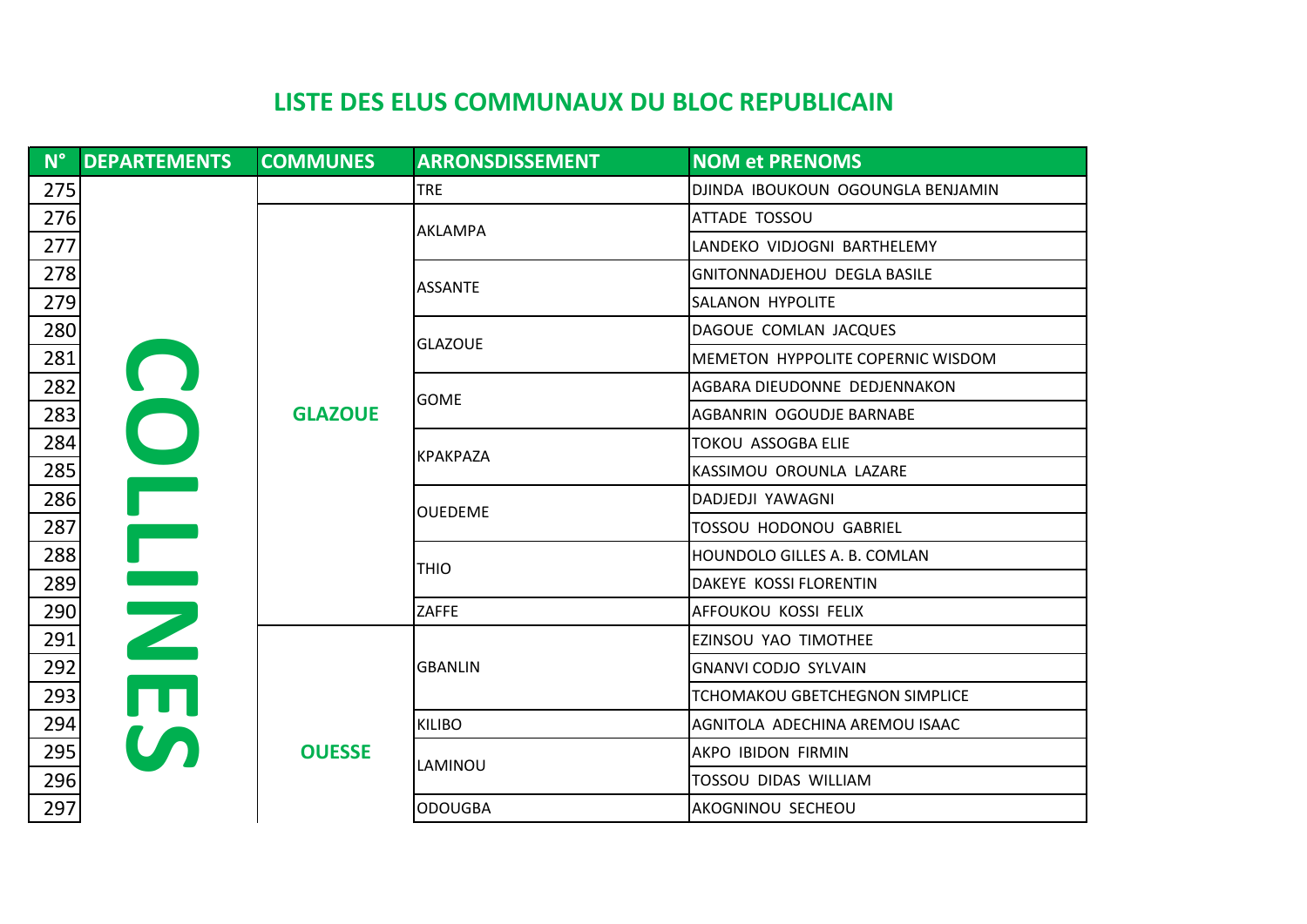# LISTE DES ELUS COMMUNAUX DU BLOC REPUBLICAIN

| N° | DEPARTEMENTS | COMMUNES | ARRONSDISSEMENT | NOM et PRENOMS |
|---|---|---|---|---|
| 275 | COLLINES | | TRE | DJINDA IBOUKOUN OGOUNGLA BENJAMIN |
| 276 | | GLAZOUE | AKLAMPA | ATTADE TOSSOU |
| 277 | | | | LANDEKO VIDJOGNI BARTHELEMY |
| 278 | | | ASSANTE | GNITONNADJEHOU DEGLA BASILE |
| 279 | | | | SALANON HYPOLITE |
| 280 | | | GLAZOUE | DAGOUE COMLAN JACQUES |
| 281 | | | | MEMETON HYPPOLITE COPERNIC WISDOM |
| 282 | | | GOME | AGBARA DIEUDONNE DEDJENNAKON |
| 283 | | | | AGBANRIN OGOUDJE BARNABE |
| 284 | | | KPAKPAZA | TOKOU ASSOGBA ELIE |
| 285 | | | | KASSIMOU OROUNLA LAZARE |
| 286 | | | OUEDEME | DADJEDJI YAWAGNI |
| 287 | | | | TOSSOU HODONOU GABRIEL |
| 288 | | | THIO | HOUNDOLO GILLES A. B. COMLAN |
| 289 | | | | DAKEYE KOSSI FLORENTIN |
| 290 | | | ZAFFE | AFFOUKOU KOSSI FELIX |
| 291 | | OUESSE | GBANLIN | EZINSOU YAO TIMOTHEE |
| 292 | | | | GNANVI CODJO SYLVAIN |
| 293 | | | | TCHOMAKOU GBETCHEGNON SIMPLICE |
| 294 | | | KILIBO | AGNITOLA ADECHINA AREMOU ISAAC |
| 295 | | | LAMINOU | AKPO IBIDON FIRMIN |
| 296 | | | | TOSSOU DIDAS WILLIAM |
| 297 | | | ODOUGBA | AKOGNINOU SECHEOU |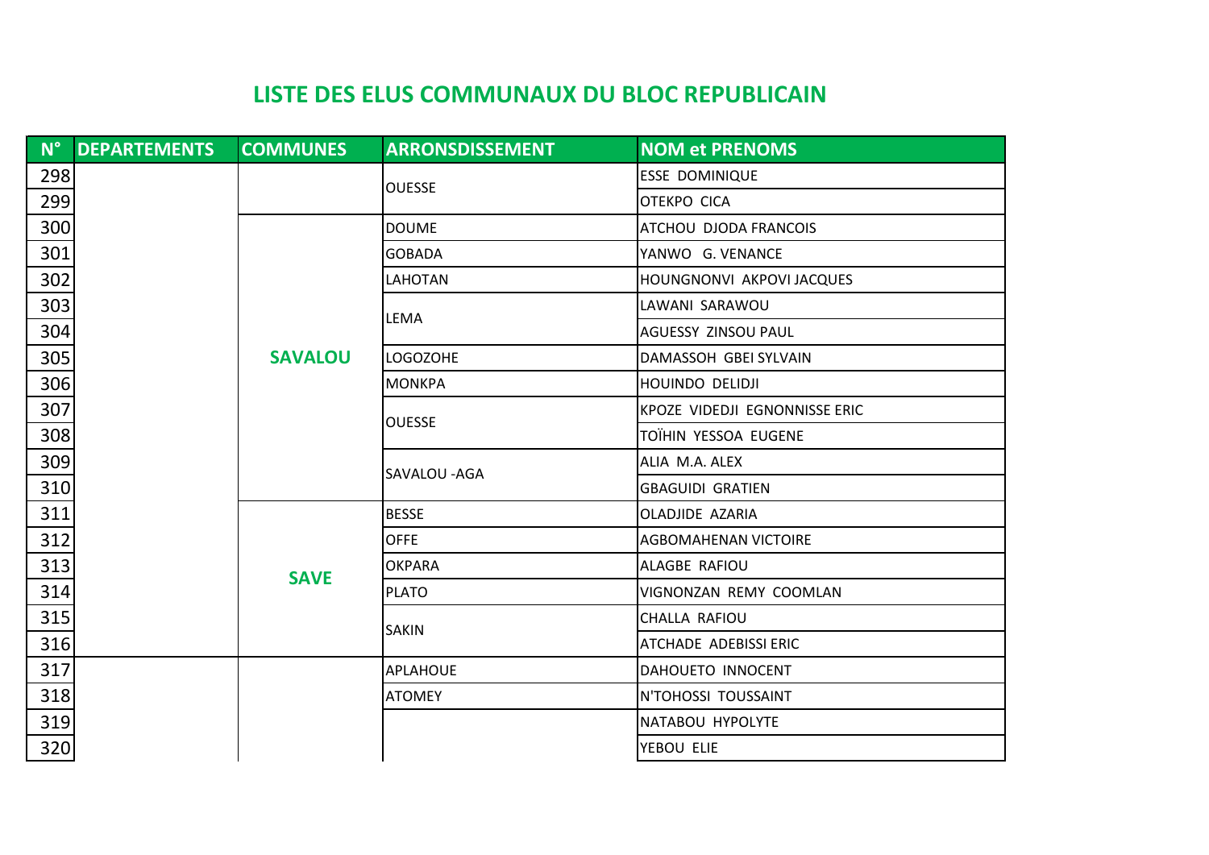## LISTE DES ELUS COMMUNAUX DU BLOC REPUBLICAIN

| N° | DEPARTEMENTS | COMMUNES | ARRONSDISSEMENT | NOM et PRENOMS |
|---|---|---|---|---|
| 298 | | | OUESSE | ESSE DOMINIQUE |
| 299 | | | | OTEKPO CICA |
| 300 | | SAVALOU | DOUME | ATCHOU DJODA FRANCOIS |
| 301 | | | GOBADA | YANWO G. VENANCE |
| 302 | | | LAHOTAN | HOUNGNONVI AKPOVI JACQUES |
| 303 | | | LEMA | LAWANI SARAWOU |
| 304 | | | | AGUESSY ZINSOU PAUL |
| 305 | | | LOGOZOHE | DAMASSOH GBEI SYLVAIN |
| 306 | | | MONKPA | HOUINDO DELIDJI |
| 307 | | | OUESSE | KPOZE VIDEDJI EGNONNISSE ERIC |
| 308 | | | | TOÏHIN YESSOA EUGENE |
| 309 | | | SAVALOU -AGA | ALIA M.A. ALEX |
| 310 | | | | GBAGUIDI GRATIEN |
| 311 | | SAVE | BESSE | OLADJIDE AZARIA |
| 312 | | | OFFE | AGBOMAHENAN VICTOIRE |
| 313 | | | OKPARA | ALAGBE RAFIOU |
| 314 | | | PLATO | VIGNONZAN REMY COOMLAN |
| 315 | | | SAKIN | CHALLA RAFIOU |
| 316 | | | | ATCHADE ADEBISSI ERIC |
| 317 | | | APLAHOUE | DAHOUETO INNOCENT |
| 318 | | | ATOMEY | N'TOHOSSI TOUSSAINT |
| 319 | | | | NATABOU HYPOLYTE |
| 320 | | | | YEBOU ELIE |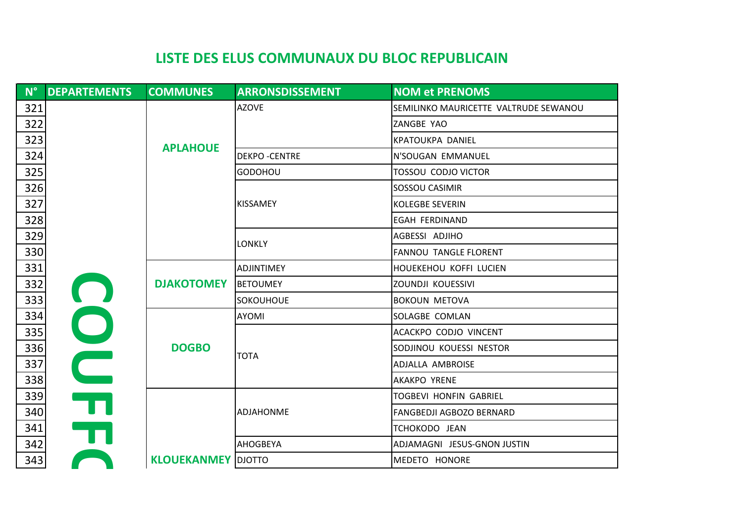# LISTE DES ELUS COMMUNAUX DU BLOC REPUBLICAIN

| N° | DEPARTEMENTS | COMMUNES | ARRONSDISSEMENT | NOM et PRENOMS |
|---|---|---|---|---|
| 321 | COUFFO | APLAHOUE | AZOVE | SEMILINKO MAURICETTE VALTRUDE SEWANOU |
| 322 | | | | ZANGBE YAO |
| 323 | | | | KPATOUKPA DANIEL |
| 324 | | | DEKPO -CENTRE | N'SOUGAN EMMANUEL |
| 325 | | | GODOHOU | TOSSOU CODJO VICTOR |
| 326 | | | KISSAMEY | SOSSOU CASIMIR |
| 327 | | | | KOLEGBE SEVERIN |
| 328 | | | | EGAH FERDINAND |
| 329 | | | LONKLY | AGBESSI ADJIHO |
| 330 | | | | FANNOU TANGLE FLORENT |
| 331 | | DJAKOTOMEY | ADJINTIMEY | HOUEKEHOU KOFFI LUCIEN |
| 332 | | | BETOUMEY | ZOUNDJI KOUESSIVI |
| 333 | | | SOKOUHOUE | BOKOUN METOVA |
| 334 | | DOGBO | AYOMI | SOLAGBE COMLAN |
| 335 | | | TOTA | ACACKPO CODJO VINCENT |
| 336 | | | | SODJINOU KOUESSI NESTOR |
| 337 | | | | ADJALLA AMBROISE |
| 338 | | | | AKAKPO YRENE |
| 339 | | KLOUEKANMEY | ADJAHONME | TOGBEVI HONFIN GABRIEL |
| 340 | | | | FANGBEDJI AGBOZO BERNARD |
| 341 | | | | TCHOKODO JEAN |
| 342 | | | AHOGBEYA | ADJAMAGNI JESUS-GNON JUSTIN |
| 343 | | | DJOTTO | MEDETO HONORE |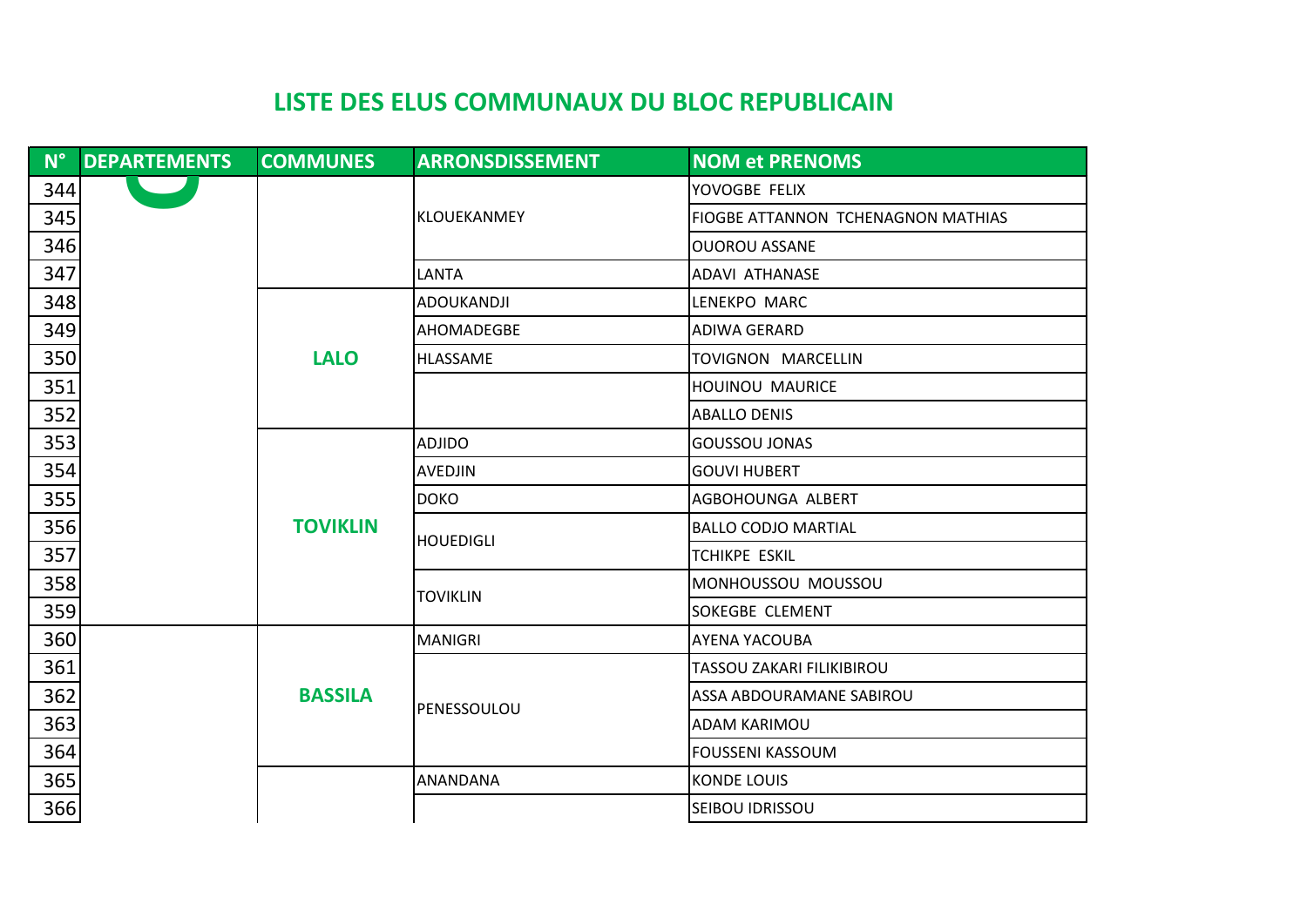# LISTE DES ELUS COMMUNAUX DU BLOC REPUBLICAIN

| N° | DEPARTEMENTS | COMMUNES | ARRONSDISSEMENT | NOM et PRENOMS |
|---|---|---|---|---|
| 344 | | | KLOUEKANMEY | YOVOGBE FELIX |
| 345 | | | | FIOGBE ATTANNON TCHENAGNON MATHIAS |
| 346 | | | | OUOROU ASSANE |
| 347 | | | LANTA | ADAVI ATHANASE |
| 348 | | LALO | ADOUKANDJI | LENEKPO MARC |
| 349 | | | AHOMADEGBE | ADIWA GERARD |
| 350 | | | HLASSAME | TOVIGNON MARCELLIN |
| 351 | | | | HOUINOU MAURICE |
| 352 | | | | ABALLO DENIS |
| 353 | | TOVIKLIN | ADJIDO | GOUSSOU JONAS |
| 354 | | | AVEDJIN | GOUVI HUBERT |
| 355 | | | DOKO | AGBOHOUNGA ALBERT |
| 356 | | | HOUEDIGLI | BALLO CODJO MARTIAL |
| 357 | | | | TCHIKPE ESKIL |
| 358 | | | TOVIKLIN | MONHOUSSOU MOUSSOU |
| 359 | | | | SOKEGBE CLEMENT |
| 360 | | BASSILA | MANIGRI | AYENA YACOUBA |
| 361 | | | PENESSOULOU | TASSOU ZAKARI FILIKIBIROU |
| 362 | | | | ASSA ABDOURAMANE SABIROU |
| 363 | | | | ADAM KARIMOU |
| 364 | | | | FOUSSENI KASSOUM |
| 365 | | | ANANDANA | KONDE LOUIS |
| 366 | | | | SEIBOU IDRISSOU |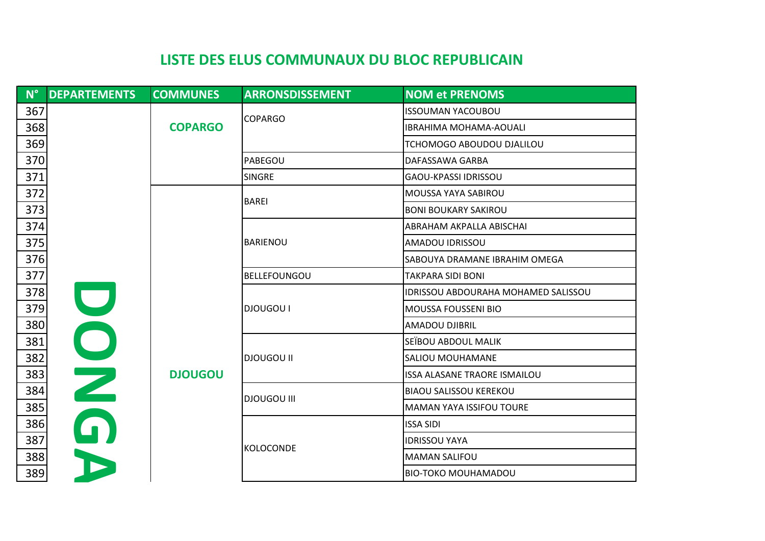## LISTE DES ELUS COMMUNAUX DU BLOC REPUBLICAIN

| N° | DEPARTEMENTS | COMMUNES | ARRONSDISSEMENT | NOM et PRENOMS |
|---|---|---|---|---|
| 367 | DONGA | COPARGO | COPARGO | ISSOUMAN YACOUBOU |
| 368 | | | | IBRAHIMA MOHAMA-AOUALI |
| 369 | | | | TCHOMOGO ABOUDOU DJALILOU |
| 370 | | | PABEGOU | DAFASSAWA GARBA |
| 371 | | | SINGRE | GAOU-KPASSI IDRISSOU |
| 372 | | DJOUGOU | BAREI | MOUSSA YAYA SABIROU |
| 373 | | | | BONI BOUKARY SAKIROU |
| 374 | | | BARIENOU | ABRAHAM AKPALLA ABISCHAI |
| 375 | | | | AMADOU IDRISSOU |
| 376 | | | | SABOUYA DRAMANE IBRAHIM OMEGA |
| 377 | | | BELLEFOUNGOU | TAKPARA SIDI BONI |
| 378 | | | DJOUGOU I | IDRISSOU ABDOURAHA MOHAMED SALISSOU |
| 379 | | | | MOUSSA FOUSSENI BIO |
| 380 | | | | AMADOU DJIBRIL |
| 381 | | | DJOUGOU II | SEÏBOU ABDOUL MALIK |
| 382 | | | | SALIOU MOUHAMANE |
| 383 | | | | ISSA ALASANE TRAORE ISMAILOU |
| 384 | | | DJOUGOU III | BIAOU SALISSOU KEREKOU |
| 385 | | | | MAMAN YAYA ISSIFOU TOURE |
| 386 | | | KOLOCONDE | ISSA SIDI |
| 387 | | | | IDRISSOU YAYA |
| 388 | | | | MAMAN SALIFOU |
| 389 | | | | BIO-TOKO MOUHAMADOU |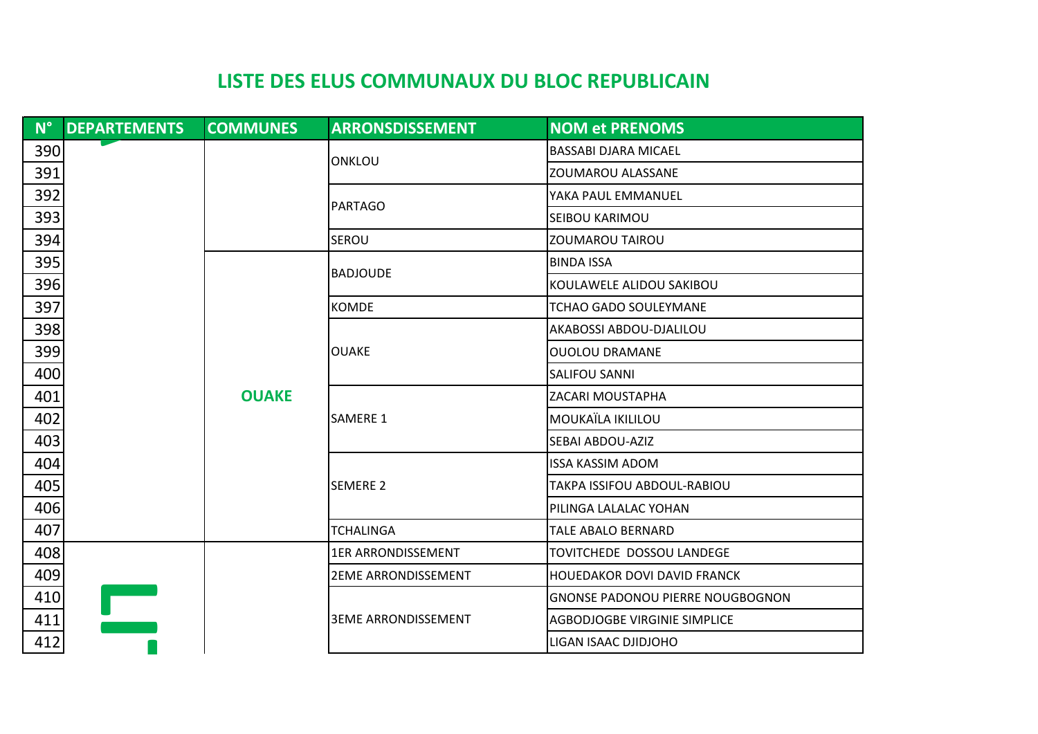## LISTE DES ELUS COMMUNAUX DU BLOC REPUBLICAIN

| N° | DEPARTEMENTS | COMMUNES | ARRONSDISSEMENT | NOM et PRENOMS |
|---|---|---|---|---|
| 390 | | | ONKLOU | BASSABI DJARA MICAEL |
| 391 | | | | ZOUMAROU ALASSANE |
| 392 | | | PARTAGO | YAKA PAUL EMMANUEL |
| 393 | | | | SEIBOU KARIMOU |
| 394 | | | SEROU | ZOUMAROU TAIROU |
| 395 | | OUAKE | BADJOUDE | BINDA ISSA |
| 396 | | | | KOULAWELE ALIDOU SAKIBOU |
| 397 | | | KOMDE | TCHAO GADO SOULEYMANE |
| 398 | | | OUAKE | AKABOSSI ABDOU-DJALILOU |
| 399 | | | | OUOLOU DRAMANE |
| 400 | | | | SALIFOU SANNI |
| 401 | | | SAMERE 1 | ZACARI MOUSTAPHA |
| 402 | | | | MOUKAÏLA IKILILOU |
| 403 | | | | SEBAI ABDOU-AZIZ |
| 404 | | | SEMERE 2 | ISSA KASSIM ADOM |
| 405 | | | | TAKPA ISSIFOU ABDOUL-RABIOU |
| 406 | | | | PILINGA LALALAC YOHAN |
| 407 | | | TCHALINGA | TALE ABALO BERNARD |
| 408 | | | 1ER ARRONDISSEMENT | TOVITCHEDE DOSSOU LANDEGE |
| 409 | | | 2EME ARRONDISSEMENT | HOUEDAKOR DOVI DAVID FRANCK |
| 410 | | | 3EME ARRONDISSEMENT | GNONSE PADONOU PIERRE NOUGBOGNON |
| 411 | | | | AGBODJOGBE VIRGINIE SIMPLICE |
| 412 | | | | LIGAN ISAAC DJIDJOHO |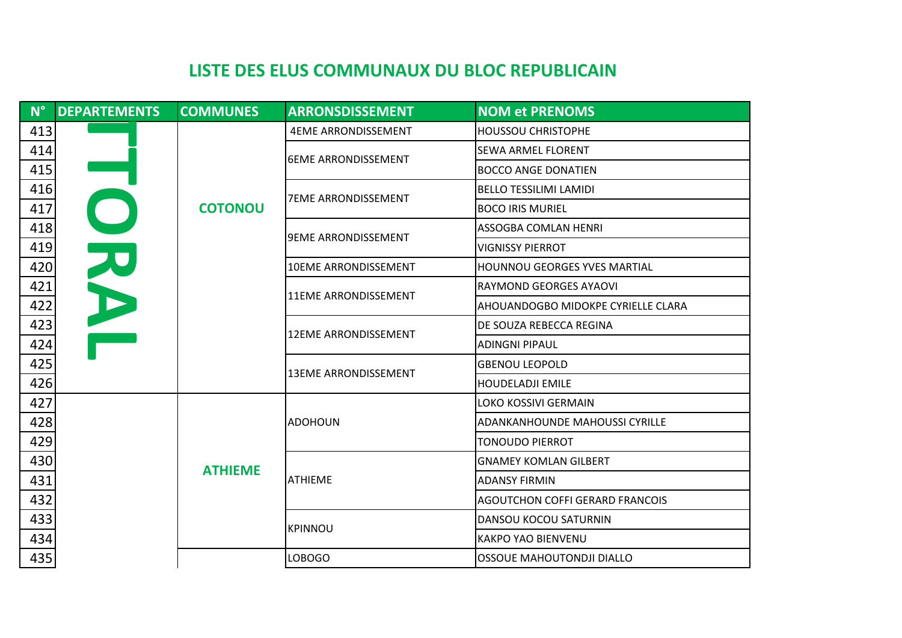# LISTE DES ELUS COMMUNAUX DU BLOC REPUBLICAIN

| N° | DEPARTEMENTS | COMMUNES | ARRONSDISSEMENT | NOM et PRENOMS |
|---|---|---|---|---|
| 413 | LITTORAL | COTONOU | 4EME ARRONDISSEMENT | HOUSSOU CHRISTOPHE |
| 414 | | | 6EME ARRONDISSEMENT | SEWA ARMEL FLORENT |
| 415 | | | | BOCCO ANGE DONATIEN |
| 416 | | | 7EME ARRONDISSEMENT | BELLO TESSILIMI LAMIDI |
| 417 | | | | BOCO IRIS MURIEL |
| 418 | | | 9EME ARRONDISSEMENT | ASSOGBA COMLAN HENRI |
| 419 | | | | VIGNISSY PIERROT |
| 420 | | | 10EME ARRONDISSEMENT | HOUNNOU GEORGES YVES MARTIAL |
| 421 | | | 11EME ARRONDISSEMENT | RAYMOND GEORGES AYAOVI |
| 422 | | | | AHOUANDOGBO MIDOKPE CYRIELLE CLARA |
| 423 | | | 12EME ARRONDISSEMENT | DE SOUZA REBECCA REGINA |
| 424 | | | | ADINGNI PIPAUL |
| 425 | | | 13EME ARRONDISSEMENT | GBENOU LEOPOLD |
| 426 | | | | HOUDELADJI EMILE |
| 427 | | ATHIEME | ADOHOUN | LOKO KOSSIVI GERMAIN |
| 428 | | | | ADANKANHOUNDE MAHOUSSI CYRILLE |
| 429 | | | | TONOUDO PIERROT |
| 430 | | | ATHIEME | GNAMEY KOMLAN GILBERT |
| 431 | | | | ADANSY FIRMIN |
| 432 | | | | AGOUTCHON COFFI GERARD FRANCOIS |
| 433 | | | KPINNOU | DANSOU KOCOU SATURNIN |
| 434 | | | | KAKPO YAO BIENVENU |
| 435 | | | LOBOGO | OSSOUE MAHOUTONDJI DIALLO |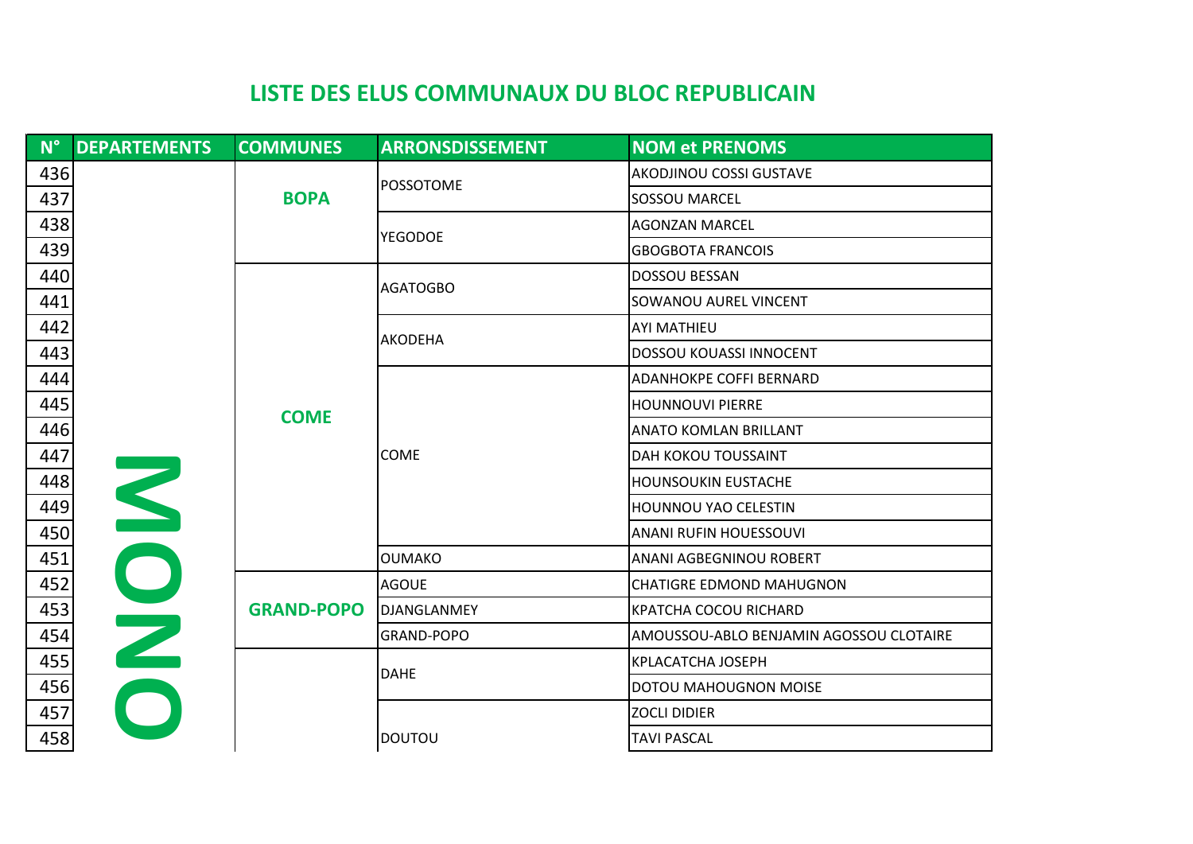## LISTE DES ELUS COMMUNAUX DU BLOC REPUBLICAIN

| N° | DEPARTEMENTS | COMMUNES | ARRONSDISSEMENT | NOM et PRENOMS |
|---|---|---|---|---|
| 436 | MONO | BOPA | POSSOTOME | AKODJINOU COSSI GUSTAVE |
| 437 | | | | SOSSOU MARCEL |
| 438 | | | YEGODOE | AGONZAN MARCEL |
| 439 | | | | GBOGBOTA FRANCOIS |
| 440 | | COME | AGATOGBO | DOSSOU BESSAN |
| 441 | | | | SOWANOU AUREL VINCENT |
| 442 | | | AKODEHA | AYI MATHIEU |
| 443 | | | | DOSSOU KOUASSI INNOCENT |
| 444 | | | COME | ADANHOKPE COFFI BERNARD |
| 445 | | | | HOUNNOUVI PIERRE |
| 446 | | | | ANATO KOMLAN BRILLANT |
| 447 | | | | DAH KOKOU TOUSSAINT |
| 448 | | | | HOUNSOUKIN EUSTACHE |
| 449 | | | | HOUNNOU YAO CELESTIN |
| 450 | | | | ANANI RUFIN HOUESSOUVI |
| 451 | | | OUMAKO | ANANI AGBEGNINOU ROBERT |
| 452 | | GRAND-POPO | AGOUE | CHATIGRE EDMOND MAHUGNON |
| 453 | | | DJANGLANMEY | KPATCHA COCOU RICHARD |
| 454 | | | GRAND-POPO | AMOUSSOU-ABLO BENJAMIN AGOSSOU CLOTAIRE |
| 455 | | | DAHE | KPLACATCHA JOSEPH |
| 456 | | | | DOTOU MAHOUGNON MOISE |
| 457 | | | DOUTOU | ZOCLI DIDIER |
| 458 | | | | TAVI PASCAL |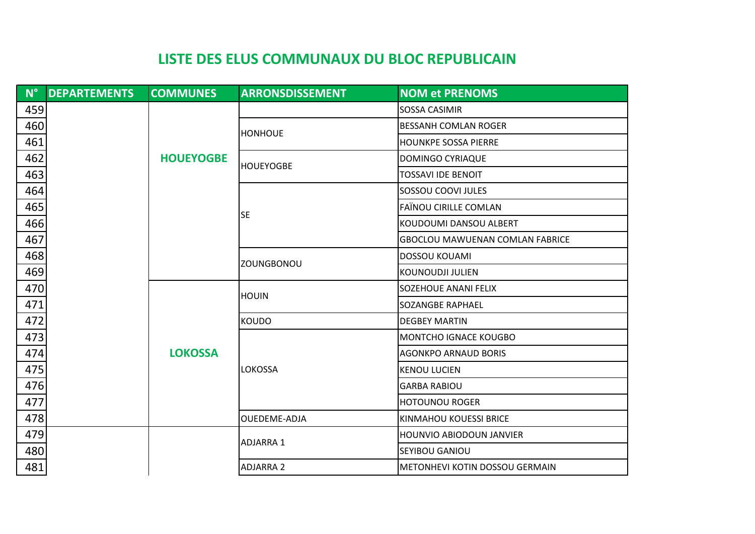# LISTE DES ELUS COMMUNAUX DU BLOC REPUBLICAIN

| N° | DEPARTEMENTS | COMMUNES | ARRONSDISSEMENT | NOM et PRENOMS |
|---|---|---|---|---|
| 459 | | HOUEYOGBE | | SOSSA CASIMIR |
| 460 | | | HONHOUE | BESSANH COMLAN ROGER |
| 461 | | | | HOUNKPE SOSSA PIERRE |
| 462 | | | HOUEYOGBE | DOMINGO CYRIAQUE |
| 463 | | | | TOSSAVI IDE BENOIT |
| 464 | | | SE | SOSSOU COOVI JULES |
| 465 | | | | FAÏNOU CIRILLE COMLAN |
| 466 | | | | KOUDOUMI DANSOU ALBERT |
| 467 | | | | GBOCLOU MAWUENAN COMLAN FABRICE |
| 468 | | | ZOUNGBONOU | DOSSOU KOUAMI |
| 469 | | | | KOUNOUDJI JULIEN |
| 470 | | LOKOSSA | HOUIN | SOZEHOUE ANANI FELIX |
| 471 | | | | SOZANGBE RAPHAEL |
| 472 | | | KOUDO | DEGBEY MARTIN |
| 473 | | | LOKOSSA | MONTCHO IGNACE KOUGBO |
| 474 | | | | AGONKPO ARNAUD BORIS |
| 475 | | | | KENOU LUCIEN |
| 476 | | | | GARBA RABIOU |
| 477 | | | | HOTOUNOU ROGER |
| 478 | | | OUEDEME-ADJA | KINMAHOU KOUESSI BRICE |
| 479 | | | ADJARRA 1 | HOUNVIO ABIODOUN JANVIER |
| 480 | | | | SEYIBOU GANIOU |
| 481 | | | ADJARRA 2 | METONHEVI KOTIN DOSSOU GERMAIN |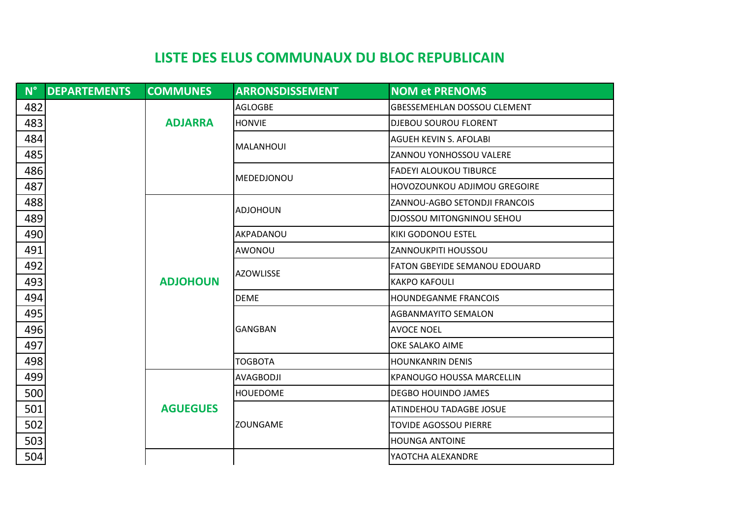# LISTE DES ELUS COMMUNAUX DU BLOC REPUBLICAIN

| N° | DEPARTEMENTS | COMMUNES | ARRONSDISSEMENT | NOM et PRENOMS |
|---|---|---|---|---|
| 482 | | ADJARRA | AGLOGBE | GBESSEMEHLAN DOSSOU CLEMENT |
| 483 | | | HONVIE | DJEBOU SOUROU FLORENT |
| 484 | | | MALANHOUI | AGUEH KEVIN S. AFOLABI |
| 485 | | | | ZANNOU YONHOSSOU VALERE |
| 486 | | | MEDEDJONOU | FADEYI ALOUKOU TIBURCE |
| 487 | | | | HOVOZOUNKOU ADJIMOU GREGOIRE |
| 488 | | ADJOHOUN | ADJOHOUN | ZANNOU-AGBO SETONDJI FRANCOIS |
| 489 | | | | DJOSSOU MITONGNINOU SEHOU |
| 490 | | | AKPADANOU | KIKI GODONOU ESTEL |
| 491 | | | AWONOU | ZANNOUKPITI HOUSSOU |
| 492 | | | AZOWLISSE | FATON GBEYIDE SEMANOU EDOUARD |
| 493 | | | | KAKPO KAFOULI |
| 494 | | | DEME | HOUNDEGANME FRANCOIS |
| 495 | | | GANGBAN | AGBANMAYITO SEMALON |
| 496 | | | | AVOCE NOEL |
| 497 | | | | OKE SALAKO AIME |
| 498 | | | TOGBOTA | HOUNKANRIN DENIS |
| 499 | | AGUEGUES | AVAGBODJI | KPANOUGO HOUSSA MARCELLIN |
| 500 | | | HOUEDOME | DEGBO HOUINDO JAMES |
| 501 | | | ZOUNGAME | ATINDEHOU TADAGBE JOSUE |
| 502 | | | | TOVIDE AGOSSOU PIERRE |
| 503 | | | | HOUNGA ANTOINE |
| 504 | | | | YAOTCHA ALEXANDRE |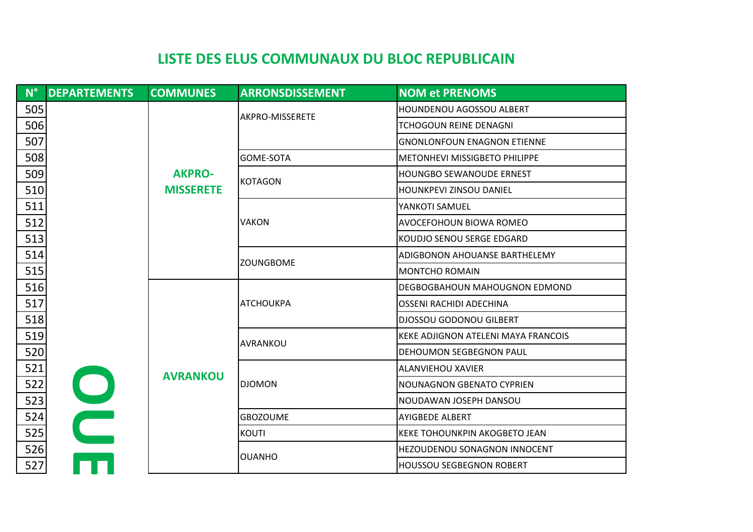# LISTE DES ELUS COMMUNAUX DU BLOC REPUBLICAIN

| N° | DEPARTEMENTS | COMMUNES | ARRONSDISSEMENT | NOM et PRENOMS |
|---|---|---|---|---|
| 505 | OUE | AKPRO-MISSERETE | AKPRO-MISSERETE | HOUNDENOU AGOSSOU ALBERT |
| 506 | | | | TCHOGOUN REINE DENAGNI |
| 507 | | | | GNONLONFOUN ENAGNON ETIENNE |
| 508 | | | GOME-SOTA | METONHEVI MISSIGBETO PHILIPPE |
| 509 | | | KOTAGON | HOUNGBO SEWANOUDE ERNEST |
| 510 | | | | HOUNKPEVI ZINSOU DANIEL |
| 511 | | | VAKON | YANKOTI SAMUEL |
| 512 | | | | AVOCEFOHOUN BIOWA ROMEO |
| 513 | | | | KOUDJO SENOU SERGE EDGARD |
| 514 | | | ZOUNGBOME | ADIGBONON AHOUANSE BARTHELEMY |
| 515 | | | | MONTCHO ROMAIN |
| 516 | | AVRANKOU | ATCHOUKPA | DEGBOGBAHOUN MAHOUGNON EDMOND |
| 517 | | | | OSSENI RACHIDI ADECHINA |
| 518 | | | | DJOSSOU GODONOU GILBERT |
| 519 | | | AVRANKOU | KEKE ADJIGNON ATELENI MAYA FRANCOIS |
| 520 | | | | DEHOUMON SEGBEGNON PAUL |
| 521 | | | DJOMON | ALANVIEHOU XAVIER |
| 522 | | | | NOUNAGNON GBENATO CYPRIEN |
| 523 | | | | NOUDAWAN JOSEPH DANSOU |
| 524 | | | GBOZOUME | AYIGBEDE ALBERT |
| 525 | | | KOUTI | KEKE TOHOUNKPIN AKOGBETO JEAN |
| 526 | | | OUANHO | HEZOUDENOU SONAGNON INNOCENT |
| 527 | | | | HOUSSOU SEGBEGNON ROBERT |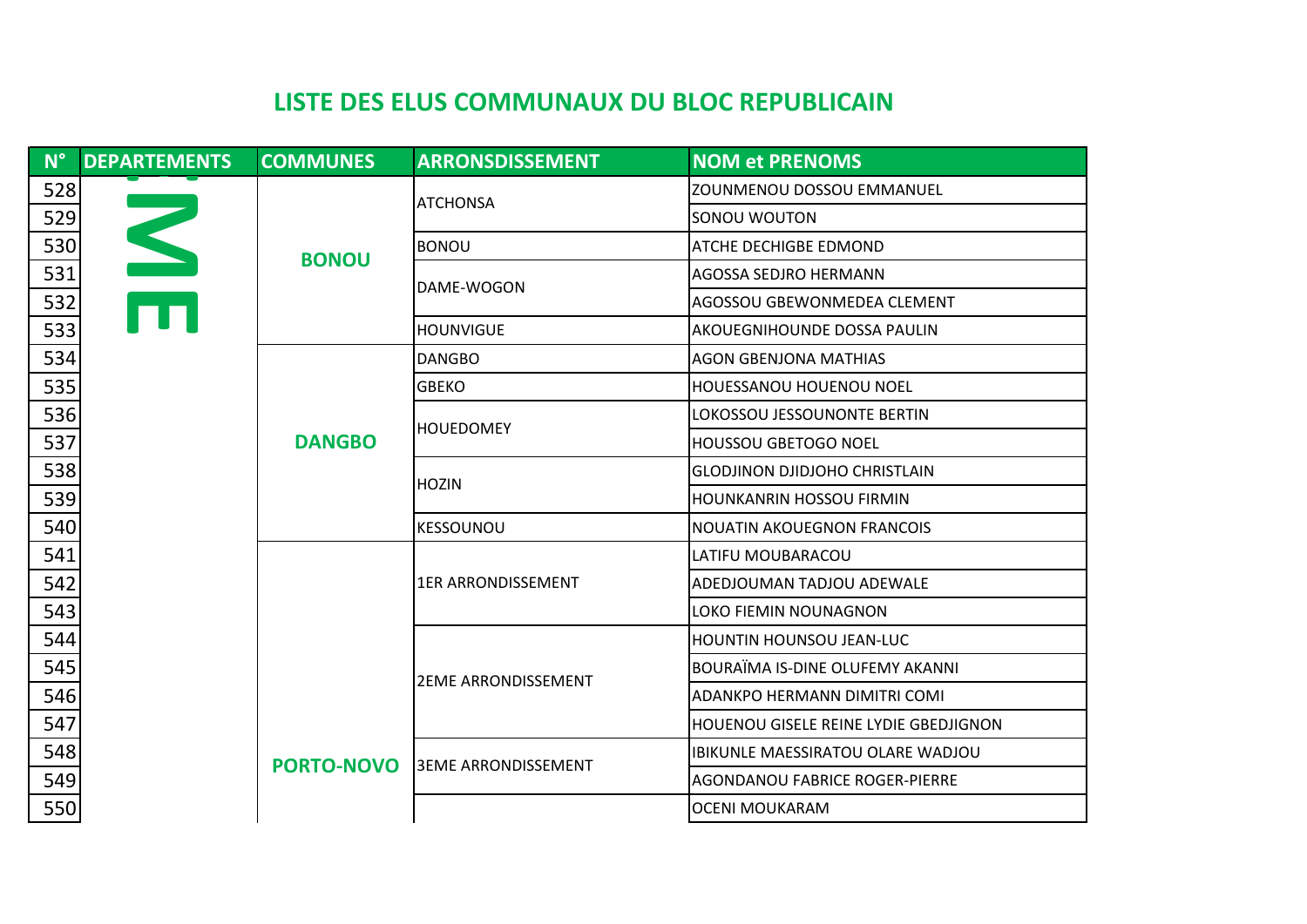# LISTE DES ELUS COMMUNAUX DU BLOC REPUBLICAIN

| N° | DEPARTEMENTS | COMMUNES | ARRONSDISSEMENT | NOM et PRENOMS |
|---|---|---|---|---|
| 528 | OUEME | BONOU | ATCHONSA | ZOUNMENOU DOSSOU EMMANUEL |
| 529 | | | | SONOU WOUTON |
| 530 | | | BONOU | ATCHE DECHIGBE EDMOND |
| 531 | | | DAME-WOGON | AGOSSA SEDJRO HERMANN |
| 532 | | | | AGOSSOU GBEWONMEDEA CLEMENT |
| 533 | | | HOUNVIGUE | AKOUEGNIHOUNDE DOSSA PAULIN |
| 534 | | DANGBO | DANGBO | AGON GBENJONA MATHIAS |
| 535 | | | GBEKO | HOUESSANOU HOUENOU NOEL |
| 536 | | | HOUEDOMEY | LOKOSSOU JESSOUNONTE BERTIN |
| 537 | | | | HOUSSOU GBETOGO NOEL |
| 538 | | | HOZIN | GLODJINON DJIDJOHO CHRISTLAIN |
| 539 | | | | HOUNKANRIN HOSSOU FIRMIN |
| 540 | | | KESSOUNOU | NOUATIN AKOUEGNON FRANCOIS |
| 541 | | PORTO-NOVO | 1ER ARRONDISSEMENT | LATIFU MOUBARACOU |
| 542 | | | | ADEDJOUMAN TADJOU ADEWALE |
| 543 | | | | LOKO FIEMIN NOUNAGNON |
| 544 | | | 2EME ARRONDISSEMENT | HOUNTIN HOUNSOU JEAN-LUC |
| 545 | | | | BOURAÏMA IS-DINE OLUFEMY AKANNI |
| 546 | | | | ADANKPO HERMANN DIMITRI COMI |
| 547 | | | | HOUENOU GISELE REINE LYDIE GBEDJIGNON |
| 548 | | | 3EME ARRONDISSEMENT | IBIKUNLE MAESSIRATOU OLARE WADJOU |
| 549 | | | | AGONDANOU FABRICE ROGER-PIERRE |
| 550 | | | | OCENI MOUKARAM |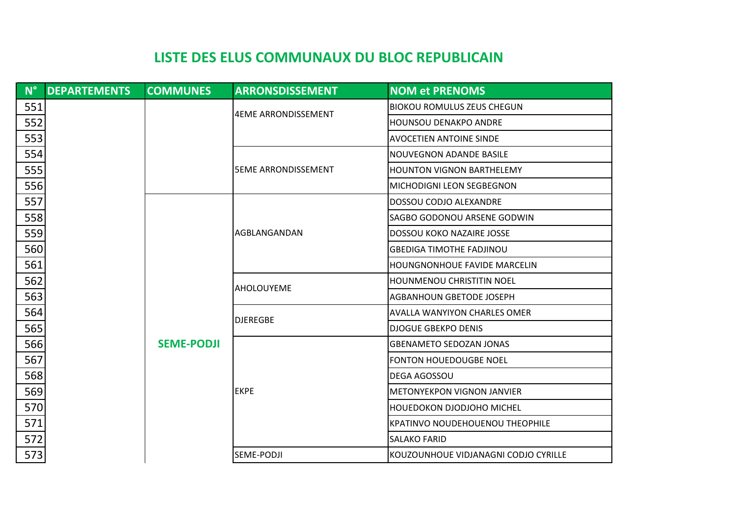# LISTE DES ELUS COMMUNAUX DU BLOC REPUBLICAIN

| N° | DEPARTEMENTS | COMMUNES | ARRONSDISSEMENT | NOM et PRENOMS |
|---|---|---|---|---|
| 551 | | | 4EME ARRONDISSEMENT | BIOKOU ROMULUS ZEUS CHEGUN |
| 552 | | | | HOUNSOU DENAKPO ANDRE |
| 553 | | | | AVOCETIEN ANTOINE SINDE |
| 554 | | | 5EME ARRONDISSEMENT | NOUVEGNON ADANDE BASILE |
| 555 | | | | HOUNTON VIGNON BARTHELEMY |
| 556 | | | | MICHODIGNI LEON SEGBEGNON |
| 557 | | SEME-PODJI | AGBLANGANDAN | DOSSOU CODJO ALEXANDRE |
| 558 | | | | SAGBO GODONOU ARSENE GODWIN |
| 559 | | | | DOSSOU KOKO NAZAIRE JOSSE |
| 560 | | | | GBEDIGA TIMOTHE FADJINOU |
| 561 | | | | HOUNGNONHOUE FAVIDE MARCELIN |
| 562 | | | AHOLOUYEME | HOUNMENOU CHRISTITIN NOEL |
| 563 | | | | AGBANHOUN GBETODE JOSEPH |
| 564 | | | DJEREGBE | AVALLA WANYIYON CHARLES OMER |
| 565 | | | | DJOGUE GBEKPO DENIS |
| 566 | | | EKPE | GBENAMETO SEDOZAN JONAS |
| 567 | | | | FONTON HOUEDOUGBE NOEL |
| 568 | | | | DEGA AGOSSOU |
| 569 | | | | METONYEKPON VIGNON JANVIER |
| 570 | | | | HOUEDOKON DJODJOHO MICHEL |
| 571 | | | | KPATINVO NOUDEHOUENOU THEOPHILE |
| 572 | | | | SALAKO FARID |
| 573 | | | SEME-PODJI | KOUZOUNHOUE VIDJANAGNI CODJO CYRILLE |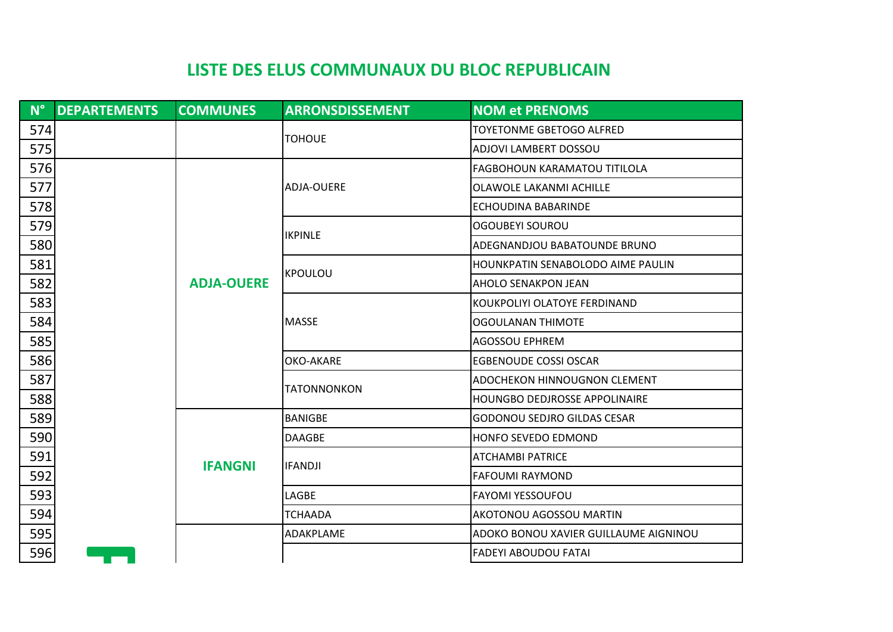# LISTE DES ELUS COMMUNAUX DU BLOC REPUBLICAIN

| N° | DEPARTEMENTS | COMMUNES | ARRONSDISSEMENT | NOM et PRENOMS |
|---|---|---|---|---|
| 574 | | | TOHOUE | TOYETONME GBETOGO ALFRED |
| 575 | | | | ADJOVI LAMBERT DOSSOU |
| 576 | | ADJA-OUERE | ADJA-OUERE | FAGBOHOUN KARAMATOU TITILOLA |
| 577 | | | | OLAWOLE LAKANMI ACHILLE |
| 578 | | | | ECHOUDINA BABARINDE |
| 579 | | | IKPINLE | OGOUBEYI SOUROU |
| 580 | | | | ADEGNANDJOU BABATOUNDE BRUNO |
| 581 | | | KPOULOU | HOUNKPATIN SENABOLODO AIME PAULIN |
| 582 | | | | AHOLO SENAKPON JEAN |
| 583 | | | MASSE | KOUKPOLIYI OLATOYE FERDINAND |
| 584 | | | | OGOULANAN THIMOTE |
| 585 | | | | AGOSSOU EPHREM |
| 586 | | | OKO-AKARE | EGBENOUDE COSSI OSCAR |
| 587 | | | TATONNONKON | ADOCHEKON HINNOUGNON CLEMENT |
| 588 | | | | HOUNGBO DEDJROSSE APPOLINAIRE |
| 589 | | IFANGNI | BANIGBE | GODONOU SEDJRO GILDAS CESAR |
| 590 | | | DAAGBE | HONFO SEVEDO EDMOND |
| 591 | | | IFANDJI | ATCHAMBI PATRICE |
| 592 | | | | FAFOUMI RAYMOND |
| 593 | | | LAGBE | FAYOMI YESSOUFOU |
| 594 | | | TCHAADA | AKOTONOU AGOSSOU MARTIN |
| 595 | | | ADAKPLAME | ADOKO BONOU XAVIER GUILLAUME AIGNINOU |
| 596 | | | | FADEYI ABOUDOU FATAI |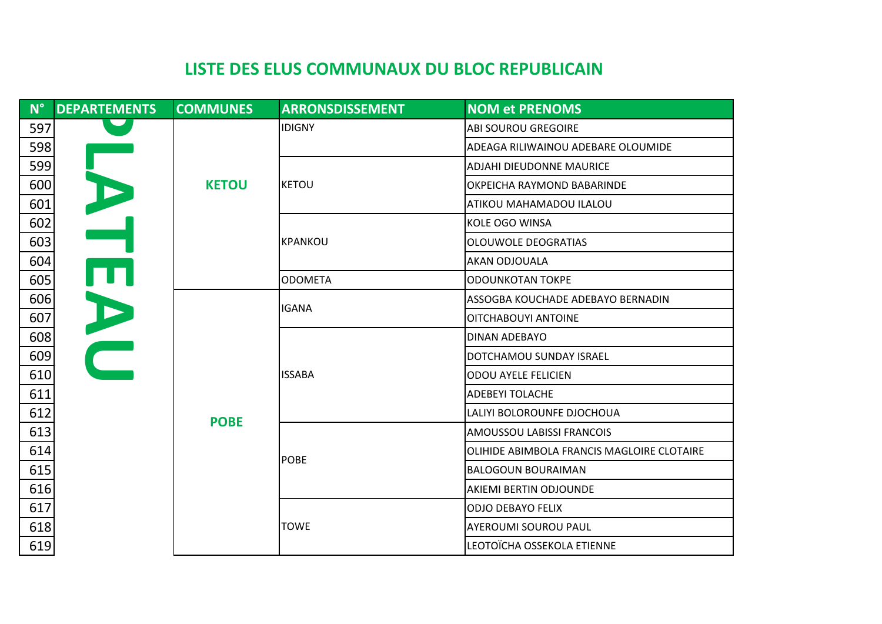## LISTE DES ELUS COMMUNAUX DU BLOC REPUBLICAIN

| N° | DEPARTEMENTS | COMMUNES | ARRONSDISSEMENT | NOM et PRENOMS |
|---|---|---|---|---|
| 597 | PLATEAU | KETOU | IDIGNY | ABI SOUROU GREGOIRE |
| 598 | | | | ADEAGA RILIWAINOU ADEBARE OLOUMIDE |
| 599 | | | KETOU | ADJAHI DIEUDONNE MAURICE |
| 600 | | | | OKPEICHA RAYMOND BABARINDE |
| 601 | | | | ATIKOU MAHAMADOU ILALOU |
| 602 | | | KPANKOU | KOLE OGO WINSA |
| 603 | | | | OLOUWOLE DEOGRATIAS |
| 604 | | | | AKAN ODJOUALA |
| 605 | | | ODOMETA | ODOUNKOTAN TOKPE |
| 606 | | POBE | IGANA | ASSOGBA KOUCHADE ADEBAYO BERNADIN |
| 607 | | | | OITCHABOUYI ANTOINE |
| 608 | | | ISSABA | DINAN ADEBAYO |
| 609 | | | | DOTCHAMOU SUNDAY ISRAEL |
| 610 | | | | ODOU AYELE FELICIEN |
| 611 | | | | ADEBEYI TOLACHE |
| 612 | | | | LALIYI BOLOROUNFE DJOCHOUA |
| 613 | | | POBE | AMOUSSOU LABISSI FRANCOIS |
| 614 | | | | OLIHIDE ABIMBOLA FRANCIS MAGLOIRE CLOTAIRE |
| 615 | | | | BALOGOUN BOURAIMAN |
| 616 | | | | AKIEMI BERTIN ODJOUNDE |
| 617 | | | TOWE | ODJO DEBAYO FELIX |
| 618 | | | | AYEROUMI SOUROU PAUL |
| 619 | | | | LEOTOÏCHA OSSEKOLA ETIENNE |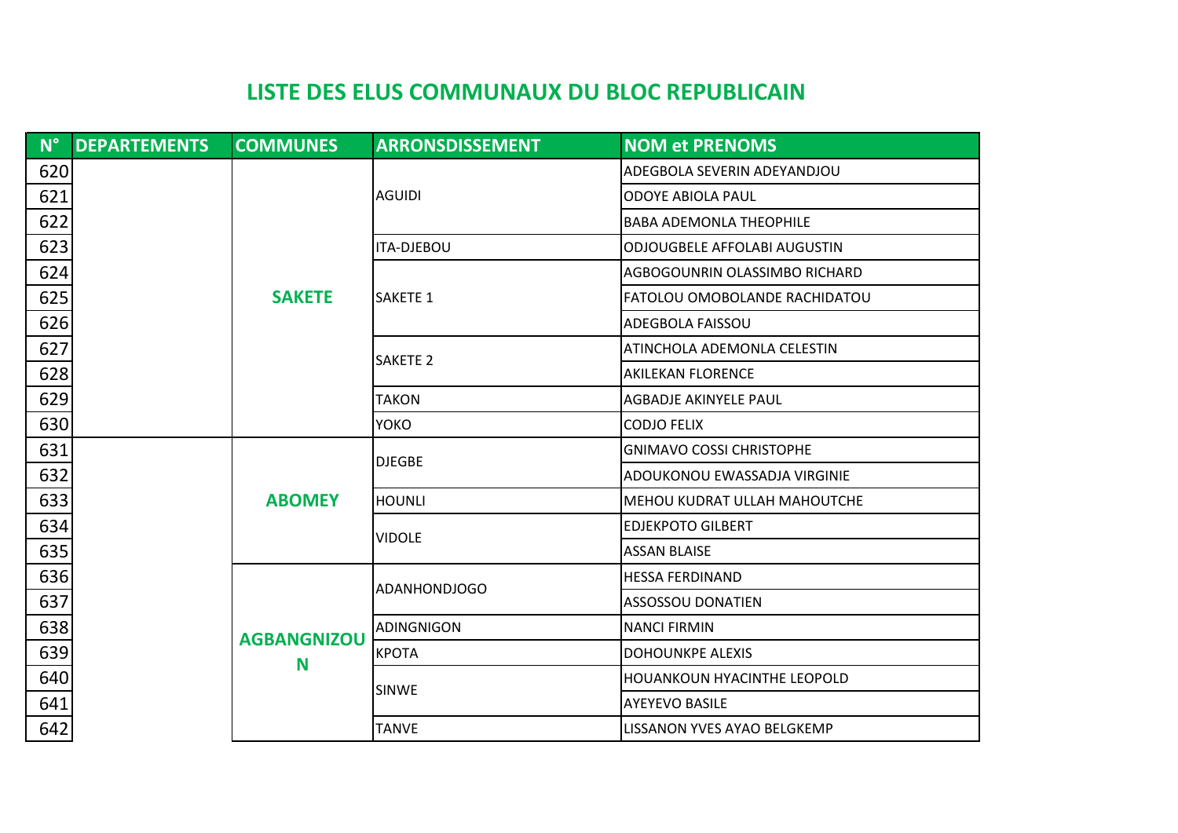## LISTE DES ELUS COMMUNAUX DU BLOC REPUBLICAIN

| N° | DEPARTEMENTS | COMMUNES | ARRONSDISSEMENT | NOM et PRENOMS |
|---|---|---|---|---|
| 620 | | SAKETE | AGUIDI | ADEGBOLA SEVERIN ADEYANDJOU |
| 621 | | | | ODOYE ABIOLA PAUL |
| 622 | | | | BABA ADEMONLA THEOPHILE |
| 623 | | | ITA-DJEBOU | ODJOUGBELE AFFOLABI AUGUSTIN |
| 624 | | | SAKETE 1 | AGBOGOUNRIN OLASSIMBO RICHARD |
| 625 | | | | FATOLOU OMOBOLANDE RACHIDATOU |
| 626 | | | | ADEGBOLA FAISSOU |
| 627 | | | SAKETE 2 | ATINCHOLA ADEMONLA CELESTIN |
| 628 | | | | AKILEKAN FLORENCE |
| 629 | | | TAKON | AGBADJE AKINYELE PAUL |
| 630 | | | YOKO | CODJO FELIX |
| 631 | | ABOMEY | DJEGBE | GNIMAVO COSSI CHRISTOPHE |
| 632 | | | | ADOUKONOU EWASSADJA VIRGINIE |
| 633 | | | HOUNLI | MEHOU KUDRAT ULLAH MAHOUTCHE |
| 634 | | | VIDOLE | EDJEKPOTO GILBERT |
| 635 | | | | ASSAN BLAISE |
| 636 | | AGBANGNIZOUN | ADANHONDJOGO | HESSA FERDINAND |
| 637 | | | | ASSOSSOU DONATIEN |
| 638 | | | ADINGNIGON | NANCI FIRMIN |
| 639 | | | KPOTA | DOHOUNKPE ALEXIS |
| 640 | | | SINWE | HOUANKOUN HYACINTHE LEOPOLD |
| 641 | | | | AYEYEVO BASILE |
| 642 | | | TANVE | LISSANON YVES AYAO BELGKEMP |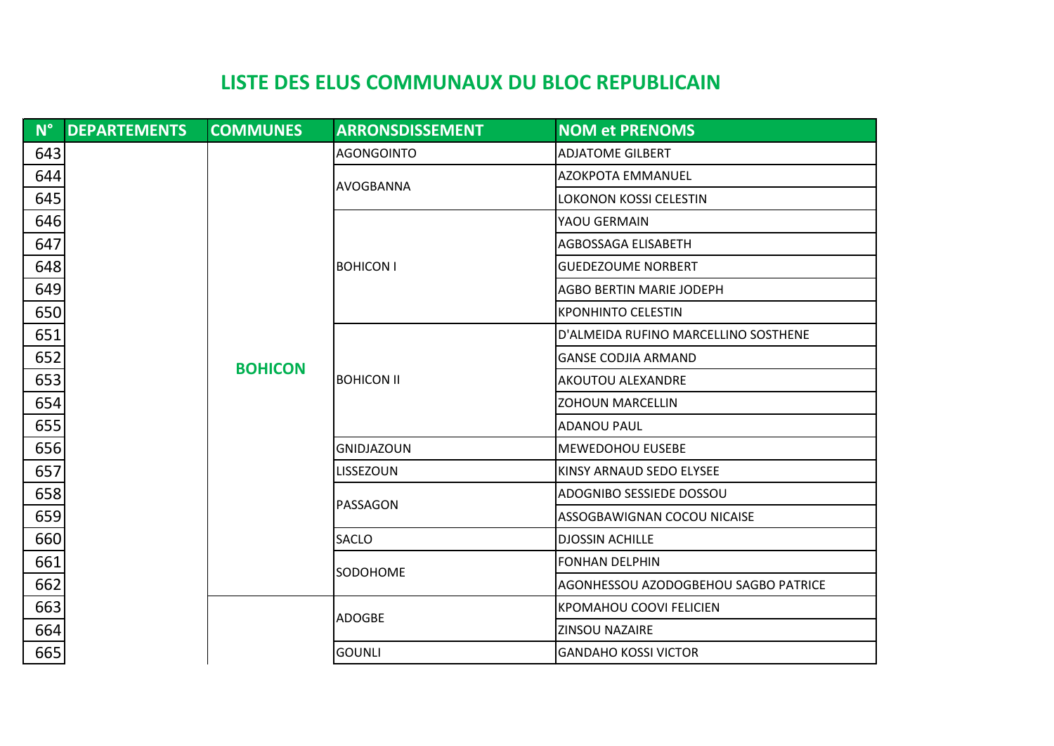## LISTE DES ELUS COMMUNAUX DU BLOC REPUBLICAIN

| N° | DEPARTEMENTS | COMMUNES | ARRONSDISSEMENT | NOM et PRENOMS |
|---|---|---|---|---|
| 643 | | BOHICON | AGONGOINTO | ADJATOME GILBERT |
| 644 | | | AVOGBANNA | AZOKPOTA EMMANUEL |
| 645 | | | | LOKONON KOSSI CELESTIN |
| 646 | | | BOHICON I | YAOU GERMAIN |
| 647 | | | | AGBOSSAGA ELISABETH |
| 648 | | | | GUEDEZOUME NORBERT |
| 649 | | | | AGBO BERTIN MARIE JODEPH |
| 650 | | | | KPONHINTO CELESTIN |
| 651 | | | BOHICON II | D'ALMEIDA RUFINO MARCELLINO SOSTHENE |
| 652 | | | | GANSE CODJIA ARMAND |
| 653 | | | | AKOUTOU ALEXANDRE |
| 654 | | | | ZOHOUN MARCELLIN |
| 655 | | | | ADANOU PAUL |
| 656 | | | GNIDJAZOUN | MEWEDOHOU EUSEBE |
| 657 | | | LISSEZOUN | KINSY ARNAUD SEDO ELYSEE |
| 658 | | | PASSAGON | ADOGNIBO SESSIEDE DOSSOU |
| 659 | | | | ASSOGBAWIGNAN COCOU NICAISE |
| 660 | | | SACLO | DJOSSIN ACHILLE |
| 661 | | | SODOHOME | FONHAN DELPHIN |
| 662 | | | | AGONHESSOU AZODOGBEHOU SAGBO PATRICE |
| 663 | | | ADOGBE | KPOMAHOU COOVI FELICIEN |
| 664 | | | | ZINSOU NAZAIRE |
| 665 | | | GOUNLI | GANDAHO KOSSI VICTOR |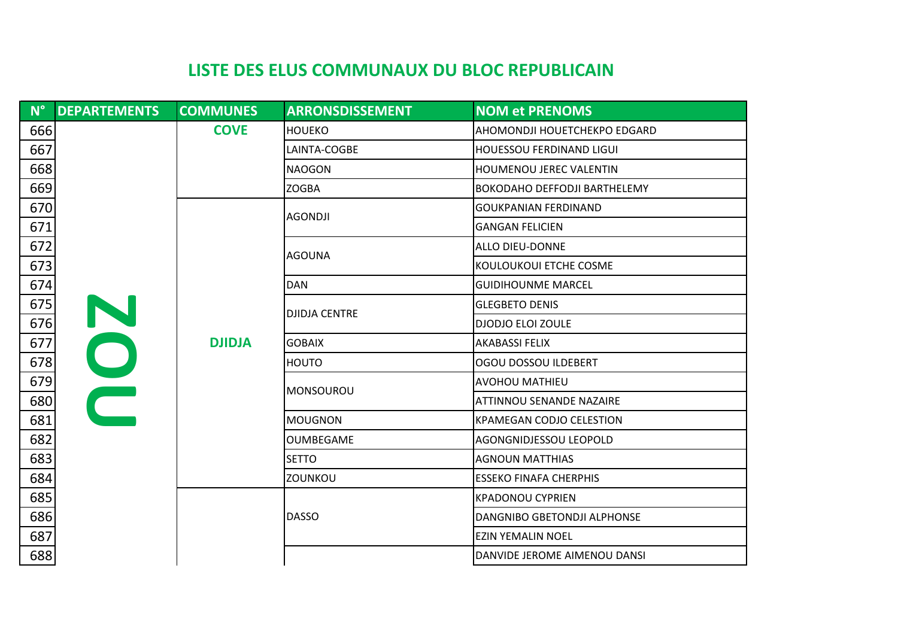# LISTE DES ELUS COMMUNAUX DU BLOC REPUBLICAIN

| N° | DEPARTEMENTS | COMMUNES | ARRONSDISSEMENT | NOM et PRENOMS |
|---|---|---|---|---|
| 666 | ZOU | COVE | HOUEKO | AHOMONDJI HOUETCHEKPO EDGARD |
| 667 | | | LAINTA-COGBE | HOUESSOU FERDINAND LIGUI |
| 668 | | | NAOGON | HOUMENOU JEREC VALENTIN |
| 669 | | | ZOGBA | BOKODAHO DEFFODJI BARTHELEMY |
| 670 | | DJIDJA | AGONDJI | GOUKPANIAN FERDINAND |
| 671 | | | | GANGAN FELICIEN |
| 672 | | | AGOUNA | ALLO DIEU-DONNE |
| 673 | | | | KOULOUKOUI ETCHE COSME |
| 674 | | | DAN | GUIDIHOUNME MARCEL |
| 675 | | | DJIDJA CENTRE | GLEGBETO DENIS |
| 676 | | | | DJODJO ELOI ZOULE |
| 677 | | | GOBAIX | AKABASSI FELIX |
| 678 | | | HOUTO | OGOU DOSSOU ILDEBERT |
| 679 | | | MONSOUROU | AVOHOU MATHIEU |
| 680 | | | | ATTINNOU SENANDE NAZAIRE |
| 681 | | | MOUGNON | KPAMEGAN CODJO CELESTION |
| 682 | | | OUMBEGAME | AGONGNIDJESSOU LEOPOLD |
| 683 | | | SETTO | AGNOUN MATTHIAS |
| 684 | | | ZOUNKOU | ESSEKO FINAFA CHERPHIS |
| 685 | | | DASSO | KPADONOU CYPRIEN |
| 686 | | | | DANGNIBO GBETONDJI ALPHONSE |
| 687 | | | | EZIN YEMALIN NOEL |
| 688 | | | | DANVIDE JEROME AIMENOU DANSI |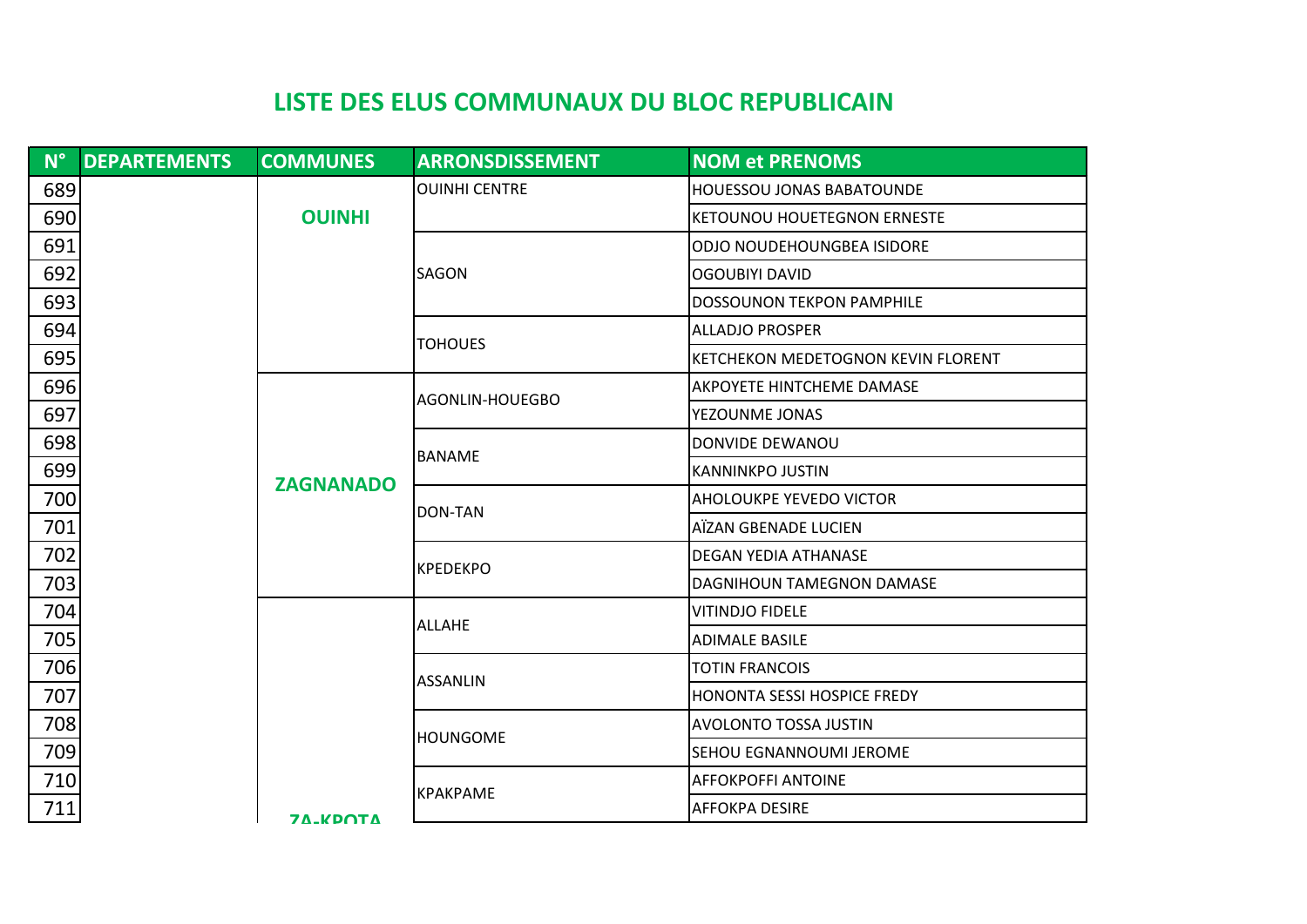# LISTE DES ELUS COMMUNAUX DU BLOC REPUBLICAIN

| N° | DEPARTEMENTS | COMMUNES | ARRONSDISSEMENT | NOM et PRENOMS |
|---|---|---|---|---|
| 689 | | OUINHI | OUINHI CENTRE | HOUESSOU JONAS BABATOUNDE |
| 690 | | | | KETOUNOU HOUETEGNON ERNESTE |
| 691 | | | SAGON | ODJO NOUDEHOUNGBEA ISIDORE |
| 692 | | | | OGOUBIYI DAVID |
| 693 | | | | DOSSOUNON TEKPON PAMPHILE |
| 694 | | | TOHOUES | ALLADJO PROSPER |
| 695 | | | | KETCHEKON MEDETOGNON KEVIN FLORENT |
| 696 | | ZAGNANADO | AGONLIN-HOUEGBO | AKPOYETE HINTCHEME DAMASE |
| 697 | | | | YEZOUNME JONAS |
| 698 | | | BANAME | DONVIDE DEWANOU |
| 699 | | | | KANNINKPO JUSTIN |
| 700 | | | DON-TAN | AHOLOUKPE YEVEDO VICTOR |
| 701 | | | | AÏZAN GBENADE LUCIEN |
| 702 | | | KPEDEKPO | DEGAN YEDIA ATHANASE |
| 703 | | | | DAGNIHOUN TAMEGNON DAMASE |
| 704 | | ZA-KPOTA | ALLAHE | VITINDJO FIDELE |
| 705 | | | | ADIMALE BASILE |
| 706 | | | ASSANLIN | TOTIN FRANCOIS |
| 707 | | | | HONONTA SESSI HOSPICE FREDY |
| 708 | | | HOUNGOME | AVOLONTO TOSSA JUSTIN |
| 709 | | | | SEHOU EGNANNOUMI JEROME |
| 710 | | | KPAKPAME | AFFOKPOFFI ANTOINE |
| 711 | | | | AFFOKPA DESIRE |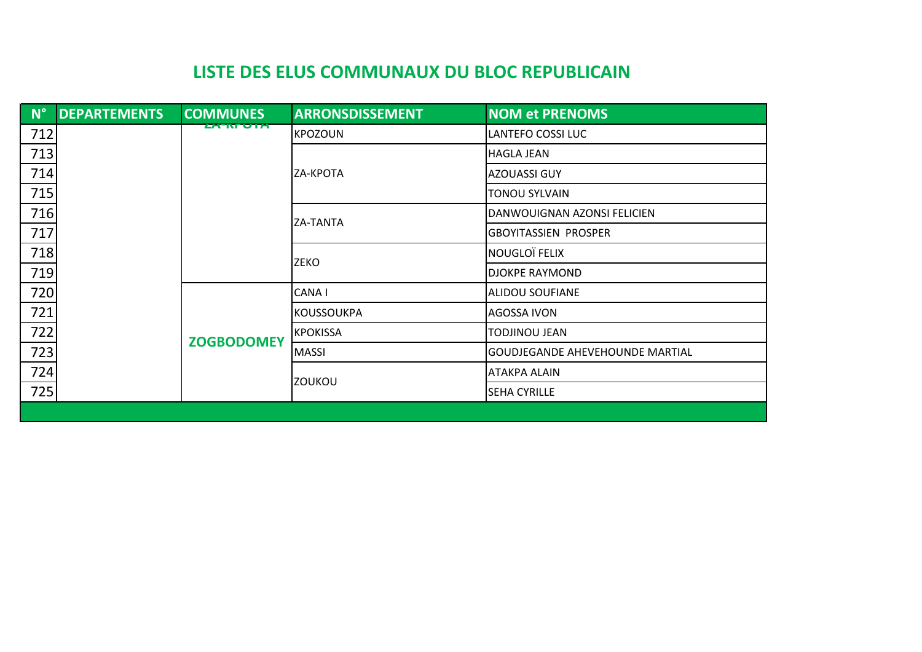# LISTE DES ELUS COMMUNAUX DU BLOC REPUBLICAIN

| N° | DEPARTEMENTS | COMMUNES | ARRONSDISSEMENT | NOM et PRENOMS |
|---|---|---|---|---|
| 712 | | ZA-KPOTA | KPOZOUN | LANTEFO COSSI LUC |
| 713 | | | ZA-KPOTA | HAGLA JEAN |
| 714 | | | | AZOUASSI GUY |
| 715 | | | | TONOU SYLVAIN |
| 716 | | | ZA-TANTA | DANWOUIGNAN AZONSI FELICIEN |
| 717 | | | | GBOYITASSIEN PROSPER |
| 718 | | | ZEKO | NOUGLOÏ FELIX |
| 719 | | | | DJOKPE RAYMOND |
| 720 | | ZOGBODOMEY | CANA I | ALIDOU SOUFIANE |
| 721 | | | KOUSSOUKPA | AGOSSA IVON |
| 722 | | | KPOKISSA | TODJINOU JEAN |
| 723 | | | MASSI | GOUDJEGANDE AHEVEHOUNDE MARTIAL |
| 724 | | | ZOUKOU | ATAKPA ALAIN |
| 725 | | | | SEHA CYRILLE |